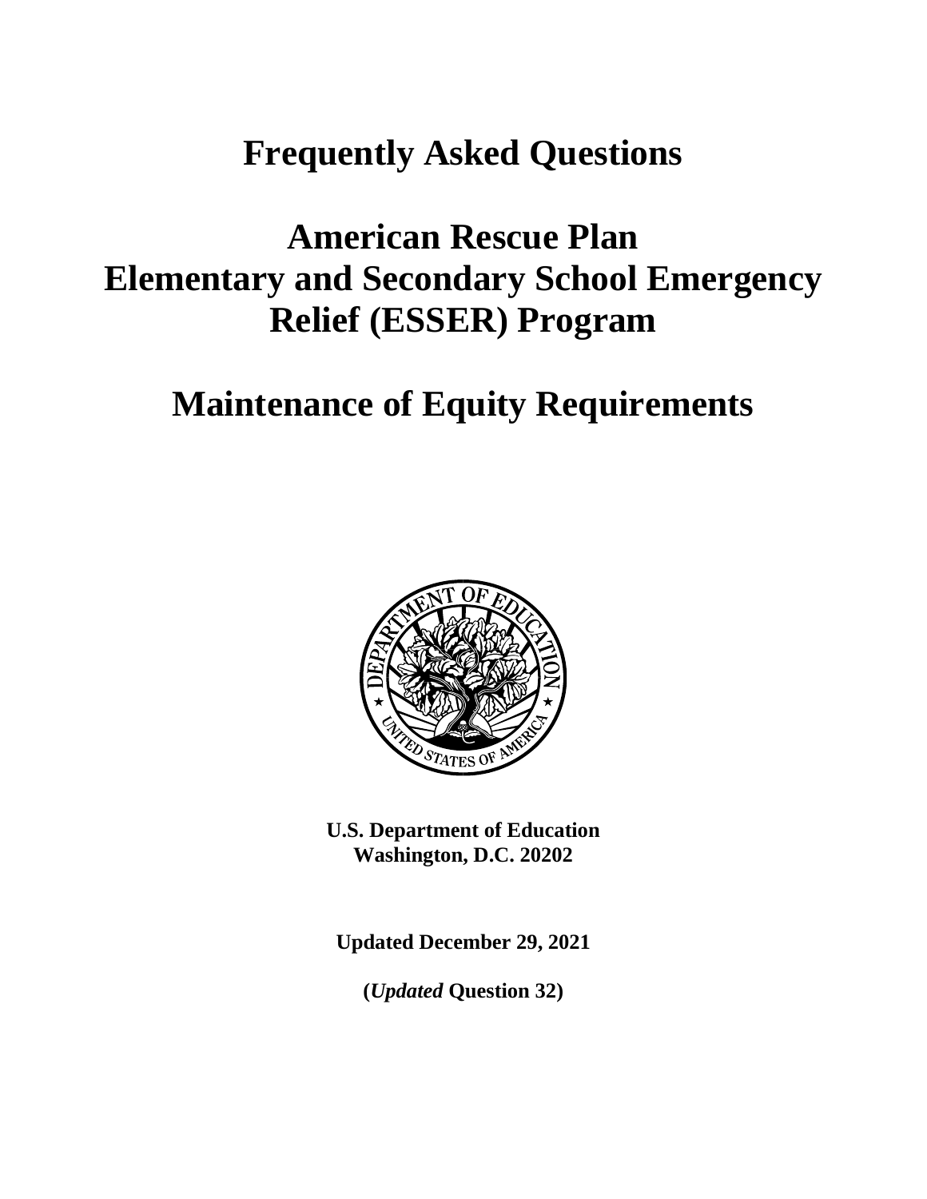# Frequently Asked Questions

# American Rescue Plan Elementary and Secondary School Emergency Relief (ESSER) Program

# Maintenance of Equity Requirements

**U.S. Department of Education**
**Washington, D.C. 20202**

**Updated December 29, 2021**

**(*Updated* Question 32)**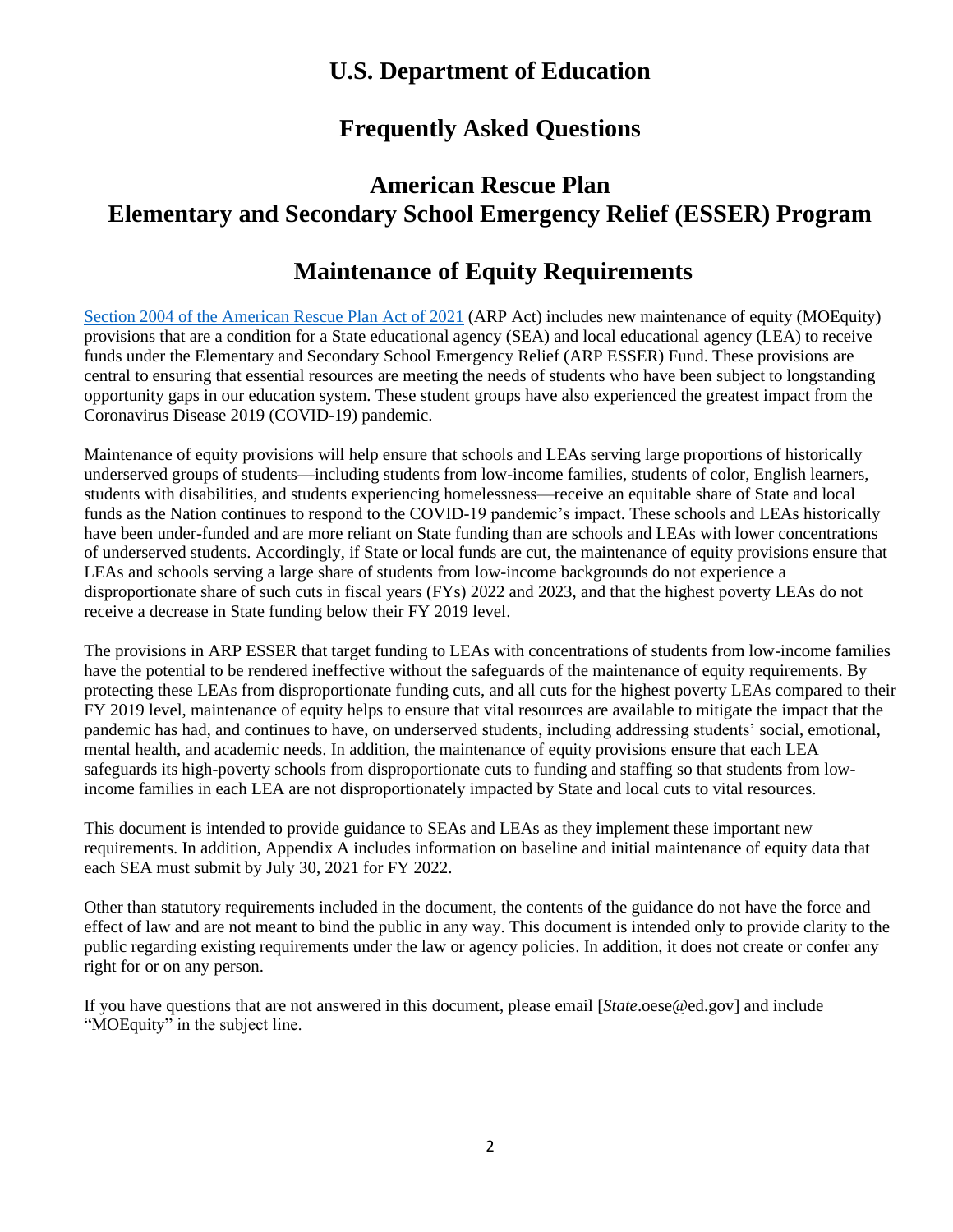# U.S. Department of Education

# Frequently Asked Questions

# American Rescue Plan Elementary and Secondary School Emergency Relief (ESSER) Program

# Maintenance of Equity Requirements

[Section 2004 of the American Rescue Plan Act of 2021](#) (ARP Act) includes new maintenance of equity (MOEquity) provisions that are a condition for a State educational agency (SEA) and local educational agency (LEA) to receive funds under the Elementary and Secondary School Emergency Relief (ARP ESSER) Fund. These provisions are central to ensuring that essential resources are meeting the needs of students who have been subject to longstanding opportunity gaps in our education system. These student groups have also experienced the greatest impact from the Coronavirus Disease 2019 (COVID-19) pandemic.

Maintenance of equity provisions will help ensure that schools and LEAs serving large proportions of historically underserved groups of students—including students from low-income families, students of color, English learners, students with disabilities, and students experiencing homelessness—receive an equitable share of State and local funds as the Nation continues to respond to the COVID-19 pandemic's impact. These schools and LEAs historically have been under-funded and are more reliant on State funding than are schools and LEAs with lower concentrations of underserved students. Accordingly, if State or local funds are cut, the maintenance of equity provisions ensure that LEAs and schools serving a large share of students from low-income backgrounds do not experience a disproportionate share of such cuts in fiscal years (FYs) 2022 and 2023, and that the highest poverty LEAs do not receive a decrease in State funding below their FY 2019 level.

The provisions in ARP ESSER that target funding to LEAs with concentrations of students from low-income families have the potential to be rendered ineffective without the safeguards of the maintenance of equity requirements. By protecting these LEAs from disproportionate funding cuts, and all cuts for the highest poverty LEAs compared to their FY 2019 level, maintenance of equity helps to ensure that vital resources are available to mitigate the impact that the pandemic has had, and continues to have, on underserved students, including addressing students' social, emotional, mental health, and academic needs. In addition, the maintenance of equity provisions ensure that each LEA safeguards its high-poverty schools from disproportionate cuts to funding and staffing so that students from low-income families in each LEA are not disproportionately impacted by State and local cuts to vital resources.

This document is intended to provide guidance to SEAs and LEAs as they implement these important new requirements. In addition, Appendix A includes information on baseline and initial maintenance of equity data that each SEA must submit by July 30, 2021 for FY 2022.

Other than statutory requirements included in the document, the contents of the guidance do not have the force and effect of law and are not meant to bind the public in any way. This document is intended only to provide clarity to the public regarding existing requirements under the law or agency policies. In addition, it does not create or confer any right for or on any person.

If you have questions that are not answered in this document, please email [*State*.oese@ed.gov] and include "MOEquity" in the subject line.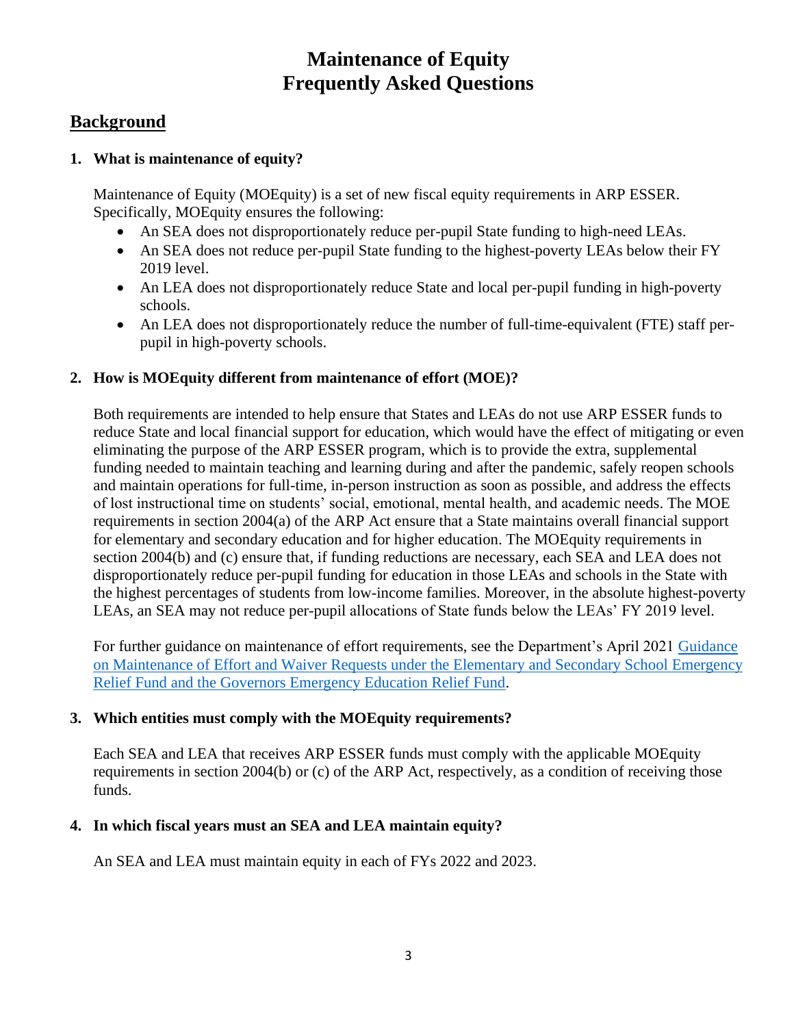# Maintenance of Equity
# Frequently Asked Questions

## Background

### 1. What is maintenance of equity?

Maintenance of Equity (MOEquity) is a set of new fiscal equity requirements in ARP ESSER. Specifically, MOEquity ensures the following:

- An SEA does not disproportionately reduce per-pupil State funding to high-need LEAs.
- An SEA does not reduce per-pupil State funding to the highest-poverty LEAs below their FY 2019 level.
- An LEA does not disproportionately reduce State and local per-pupil funding in high-poverty schools.
- An LEA does not disproportionately reduce the number of full-time-equivalent (FTE) staff per-pupil in high-poverty schools.

### 2. How is MOEquity different from maintenance of effort (MOE)?

Both requirements are intended to help ensure that States and LEAs do not use ARP ESSER funds to reduce State and local financial support for education, which would have the effect of mitigating or even eliminating the purpose of the ARP ESSER program, which is to provide the extra, supplemental funding needed to maintain teaching and learning during and after the pandemic, safely reopen schools and maintain operations for full-time, in-person instruction as soon as possible, and address the effects of lost instructional time on students' social, emotional, mental health, and academic needs. The MOE requirements in section 2004(a) of the ARP Act ensure that a State maintains overall financial support for elementary and secondary education and for higher education. The MOEquity requirements in section 2004(b) and (c) ensure that, if funding reductions are necessary, each SEA and LEA does not disproportionately reduce per-pupil funding for education in those LEAs and schools in the State with the highest percentages of students from low-income families. Moreover, in the absolute highest-poverty LEAs, an SEA may not reduce per-pupil allocations of State funds below the LEAs' FY 2019 level.

For further guidance on maintenance of effort requirements, see the Department's April 2021 Guidance on Maintenance of Effort and Waiver Requests under the Elementary and Secondary School Emergency Relief Fund and the Governors Emergency Education Relief Fund.

### 3. Which entities must comply with the MOEquity requirements?

Each SEA and LEA that receives ARP ESSER funds must comply with the applicable MOEquity requirements in section 2004(b) or (c) of the ARP Act, respectively, as a condition of receiving those funds.

### 4. In which fiscal years must an SEA and LEA maintain equity?

An SEA and LEA must maintain equity in each of FYs 2022 and 2023.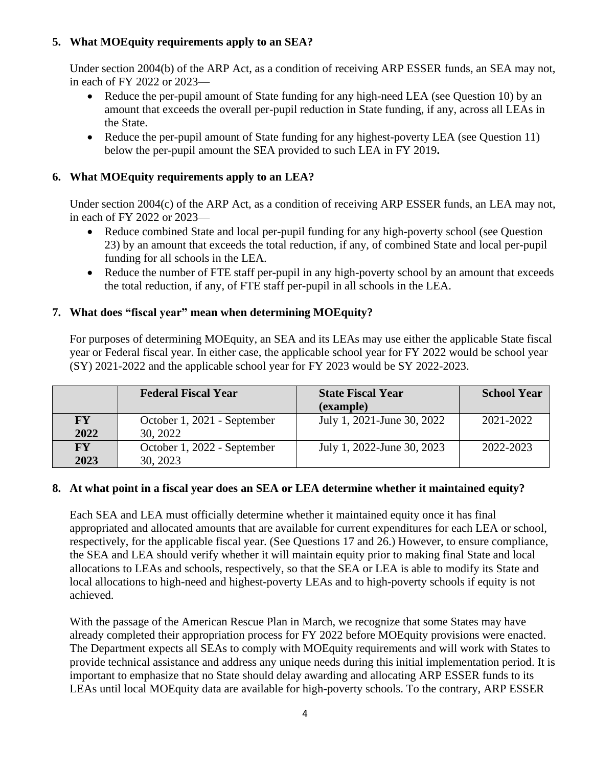### 5. What MOEquity requirements apply to an SEA?

Under section 2004(b) of the ARP Act, as a condition of receiving ARP ESSER funds, an SEA may not, in each of FY 2022 or 2023—

- Reduce the per-pupil amount of State funding for any high-need LEA (see Question 10) by an amount that exceeds the overall per-pupil reduction in State funding, if any, across all LEAs in the State.
- Reduce the per-pupil amount of State funding for any highest-poverty LEA (see Question 11) below the per-pupil amount the SEA provided to such LEA in FY 2019**.**

### 6. What MOEquity requirements apply to an LEA?

Under section 2004(c) of the ARP Act, as a condition of receiving ARP ESSER funds, an LEA may not, in each of FY 2022 or 2023—

- Reduce combined State and local per-pupil funding for any high-poverty school (see Question 23) by an amount that exceeds the total reduction, if any, of combined State and local per-pupil funding for all schools in the LEA.
- Reduce the number of FTE staff per-pupil in any high-poverty school by an amount that exceeds the total reduction, if any, of FTE staff per-pupil in all schools in the LEA.

### 7. What does "fiscal year" mean when determining MOEquity?

For purposes of determining MOEquity, an SEA and its LEAs may use either the applicable State fiscal year or Federal fiscal year. In either case, the applicable school year for FY 2022 would be school year (SY) 2021-2022 and the applicable school year for FY 2023 would be SY 2022-2023.

| | Federal Fiscal Year | State Fiscal Year (example) | School Year |
|---|---|---|---|
| **FY 2022** | October 1, 2021 - September 30, 2022 | July 1, 2021-June 30, 2022 | 2021-2022 |
| **FY 2023** | October 1, 2022 - September 30, 2023 | July 1, 2022-June 30, 2023 | 2022-2023 |

### 8. At what point in a fiscal year does an SEA or LEA determine whether it maintained equity?

Each SEA and LEA must officially determine whether it maintained equity once it has final appropriated and allocated amounts that are available for current expenditures for each LEA or school, respectively, for the applicable fiscal year. (See Questions 17 and 26.) However, to ensure compliance, the SEA and LEA should verify whether it will maintain equity prior to making final State and local allocations to LEAs and schools, respectively, so that the SEA or LEA is able to modify its State and local allocations to high-need and highest-poverty LEAs and to high-poverty schools if equity is not achieved.

With the passage of the American Rescue Plan in March, we recognize that some States may have already completed their appropriation process for FY 2022 before MOEquity provisions were enacted. The Department expects all SEAs to comply with MOEquity requirements and will work with States to provide technical assistance and address any unique needs during this initial implementation period. It is important to emphasize that no State should delay awarding and allocating ARP ESSER funds to its LEAs until local MOEquity data are available for high-poverty schools. To the contrary, ARP ESSER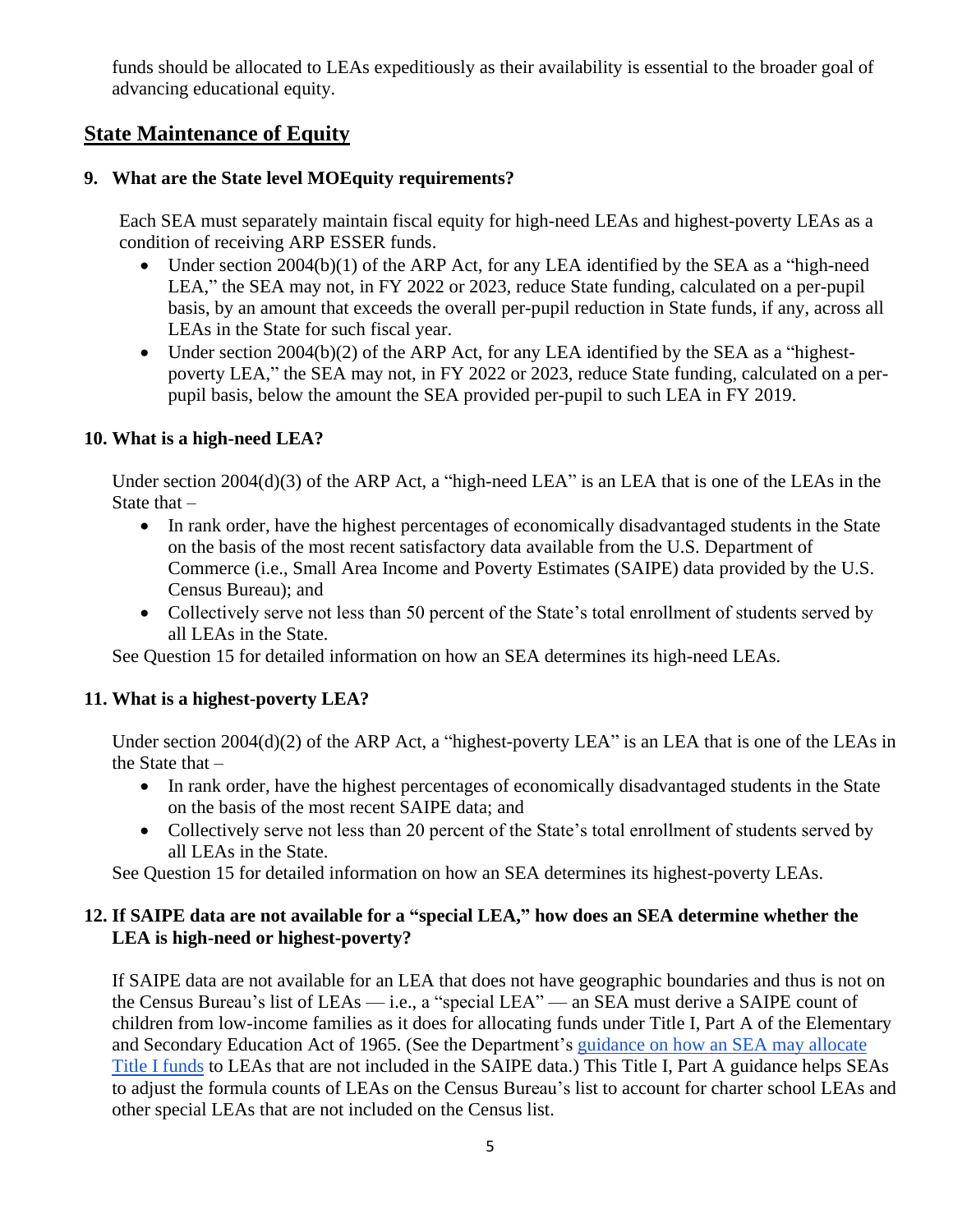funds should be allocated to LEAs expeditiously as their availability is essential to the broader goal of advancing educational equity.

## State Maintenance of Equity

### 9. What are the State level MOEquity requirements?

Each SEA must separately maintain fiscal equity for high-need LEAs and highest-poverty LEAs as a condition of receiving ARP ESSER funds.

- Under section 2004(b)(1) of the ARP Act, for any LEA identified by the SEA as a "high-need LEA," the SEA may not, in FY 2022 or 2023, reduce State funding, calculated on a per-pupil basis, by an amount that exceeds the overall per-pupil reduction in State funds, if any, across all LEAs in the State for such fiscal year.
- Under section 2004(b)(2) of the ARP Act, for any LEA identified by the SEA as a "highest-poverty LEA," the SEA may not, in FY 2022 or 2023, reduce State funding, calculated on a per-pupil basis, below the amount the SEA provided per-pupil to such LEA in FY 2019.

### 10. What is a high-need LEA?

Under section 2004(d)(3) of the ARP Act, a "high-need LEA" is an LEA that is one of the LEAs in the State that –

- In rank order, have the highest percentages of economically disadvantaged students in the State on the basis of the most recent satisfactory data available from the U.S. Department of Commerce (i.e., Small Area Income and Poverty Estimates (SAIPE) data provided by the U.S. Census Bureau); and
- Collectively serve not less than 50 percent of the State's total enrollment of students served by all LEAs in the State.

See Question 15 for detailed information on how an SEA determines its high-need LEAs.

### 11. What is a highest-poverty LEA?

Under section 2004(d)(2) of the ARP Act, a "highest-poverty LEA" is an LEA that is one of the LEAs in the State that –

- In rank order, have the highest percentages of economically disadvantaged students in the State on the basis of the most recent SAIPE data; and
- Collectively serve not less than 20 percent of the State's total enrollment of students served by all LEAs in the State.

See Question 15 for detailed information on how an SEA determines its highest-poverty LEAs.

### 12. If SAIPE data are not available for a "special LEA," how does an SEA determine whether the LEA is high-need or highest-poverty?

If SAIPE data are not available for an LEA that does not have geographic boundaries and thus is not on the Census Bureau's list of LEAs — i.e., a "special LEA" — an SEA must derive a SAIPE count of children from low-income families as it does for allocating funds under Title I, Part A of the Elementary and Secondary Education Act of 1965. (See the Department's guidance on how an SEA may allocate Title I funds to LEAs that are not included in the SAIPE data.) This Title I, Part A guidance helps SEAs to adjust the formula counts of LEAs on the Census Bureau's list to account for charter school LEAs and other special LEAs that are not included on the Census list.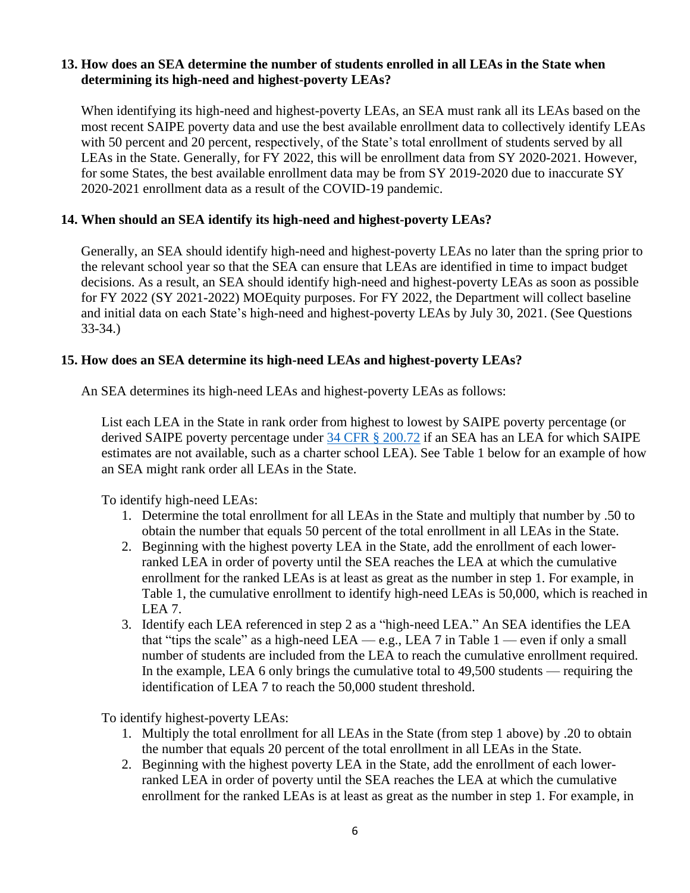**13. How does an SEA determine the number of students enrolled in all LEAs in the State when determining its high-need and highest-poverty LEAs?**

When identifying its high-need and highest-poverty LEAs, an SEA must rank all its LEAs based on the most recent SAIPE poverty data and use the best available enrollment data to collectively identify LEAs with 50 percent and 20 percent, respectively, of the State's total enrollment of students served by all LEAs in the State. Generally, for FY 2022, this will be enrollment data from SY 2020-2021. However, for some States, the best available enrollment data may be from SY 2019-2020 due to inaccurate SY 2020-2021 enrollment data as a result of the COVID-19 pandemic.

**14. When should an SEA identify its high-need and highest-poverty LEAs?**

Generally, an SEA should identify high-need and highest-poverty LEAs no later than the spring prior to the relevant school year so that the SEA can ensure that LEAs are identified in time to impact budget decisions. As a result, an SEA should identify high-need and highest-poverty LEAs as soon as possible for FY 2022 (SY 2021-2022) MOEquity purposes. For FY 2022, the Department will collect baseline and initial data on each State's high-need and highest-poverty LEAs by July 30, 2021. (See Questions 33-34.)

**15. How does an SEA determine its high-need LEAs and highest-poverty LEAs?**

An SEA determines its high-need LEAs and highest-poverty LEAs as follows:

List each LEA in the State in rank order from highest to lowest by SAIPE poverty percentage (or derived SAIPE poverty percentage under [34 CFR § 200.72](https://www.ecfr.gov/) if an SEA has an LEA for which SAIPE estimates are not available, such as a charter school LEA). See Table 1 below for an example of how an SEA might rank order all LEAs in the State.

To identify high-need LEAs:

1. Determine the total enrollment for all LEAs in the State and multiply that number by .50 to obtain the number that equals 50 percent of the total enrollment in all LEAs in the State.
2. Beginning with the highest poverty LEA in the State, add the enrollment of each lower-ranked LEA in order of poverty until the SEA reaches the LEA at which the cumulative enrollment for the ranked LEAs is at least as great as the number in step 1. For example, in Table 1, the cumulative enrollment to identify high-need LEAs is 50,000, which is reached in LEA 7.
3. Identify each LEA referenced in step 2 as a "high-need LEA." An SEA identifies the LEA that "tips the scale" as a high-need LEA — e.g., LEA 7 in Table 1 — even if only a small number of students are included from the LEA to reach the cumulative enrollment required. In the example, LEA 6 only brings the cumulative total to 49,500 students — requiring the identification of LEA 7 to reach the 50,000 student threshold.

To identify highest-poverty LEAs:

1. Multiply the total enrollment for all LEAs in the State (from step 1 above) by .20 to obtain the number that equals 20 percent of the total enrollment in all LEAs in the State.
2. Beginning with the highest poverty LEA in the State, add the enrollment of each lower-ranked LEA in order of poverty until the SEA reaches the LEA at which the cumulative enrollment for the ranked LEAs is at least as great as the number in step 1. For example, in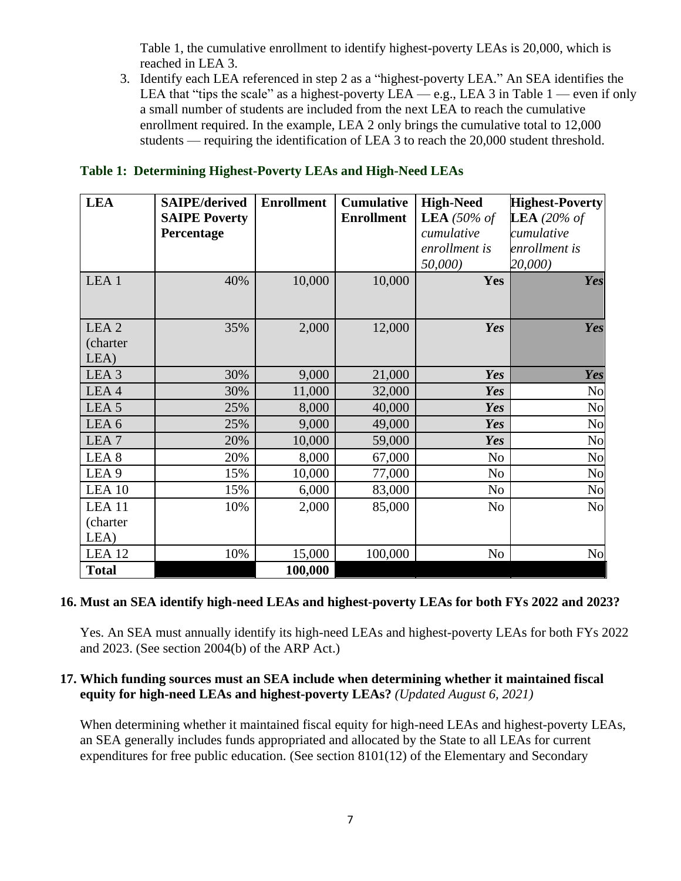Table 1, the cumulative enrollment to identify highest-poverty LEAs is 20,000, which is reached in LEA 3.

3. Identify each LEA referenced in step 2 as a "highest-poverty LEA." An SEA identifies the LEA that "tips the scale" as a highest-poverty LEA — e.g., LEA 3 in Table 1 — even if only a small number of students are included from the next LEA to reach the cumulative enrollment required. In the example, LEA 2 only brings the cumulative total to 12,000 students — requiring the identification of LEA 3 to reach the 20,000 student threshold.

**Table 1: Determining Highest-Poverty LEAs and High-Need LEAs**

| LEA | SAIPE/derived SAIPE Poverty Percentage | Enrollment | Cumulative Enrollment | High-Need LEA *(50% of cumulative enrollment is 50,000)* | Highest-Poverty LEA *(20% of cumulative enrollment is 20,000)* |
|---|---|---|---|---|---|
| LEA 1 | 40% | 10,000 | 10,000 | **Yes** | ***Yes*** |
| LEA 2 (charter LEA) | 35% | 2,000 | 12,000 | ***Yes*** | ***Yes*** |
| LEA 3 | 30% | 9,000 | 21,000 | ***Yes*** | ***Yes*** |
| LEA 4 | 30% | 11,000 | 32,000 | ***Yes*** | No |
| LEA 5 | 25% | 8,000 | 40,000 | ***Yes*** | No |
| LEA 6 | 25% | 9,000 | 49,000 | ***Yes*** | No |
| LEA 7 | 20% | 10,000 | 59,000 | ***Yes*** | No |
| LEA 8 | 20% | 8,000 | 67,000 | No | No |
| LEA 9 | 15% | 10,000 | 77,000 | No | No |
| LEA 10 | 15% | 6,000 | 83,000 | No | No |
| LEA 11 (charter LEA) | 10% | 2,000 | 85,000 | No | No |
| LEA 12 | 10% | 15,000 | 100,000 | No | No |
| **Total** | | **100,000** | | | |

**16. Must an SEA identify high-need LEAs and highest-poverty LEAs for both FYs 2022 and 2023?**

Yes. An SEA must annually identify its high-need LEAs and highest-poverty LEAs for both FYs 2022 and 2023. (See section 2004(b) of the ARP Act.)

**17. Which funding sources must an SEA include when determining whether it maintained fiscal equity for high-need LEAs and highest-poverty LEAs?** *(Updated August 6, 2021)*

When determining whether it maintained fiscal equity for high-need LEAs and highest-poverty LEAs, an SEA generally includes funds appropriated and allocated by the State to all LEAs for current expenditures for free public education. (See section 8101(12) of the Elementary and Secondary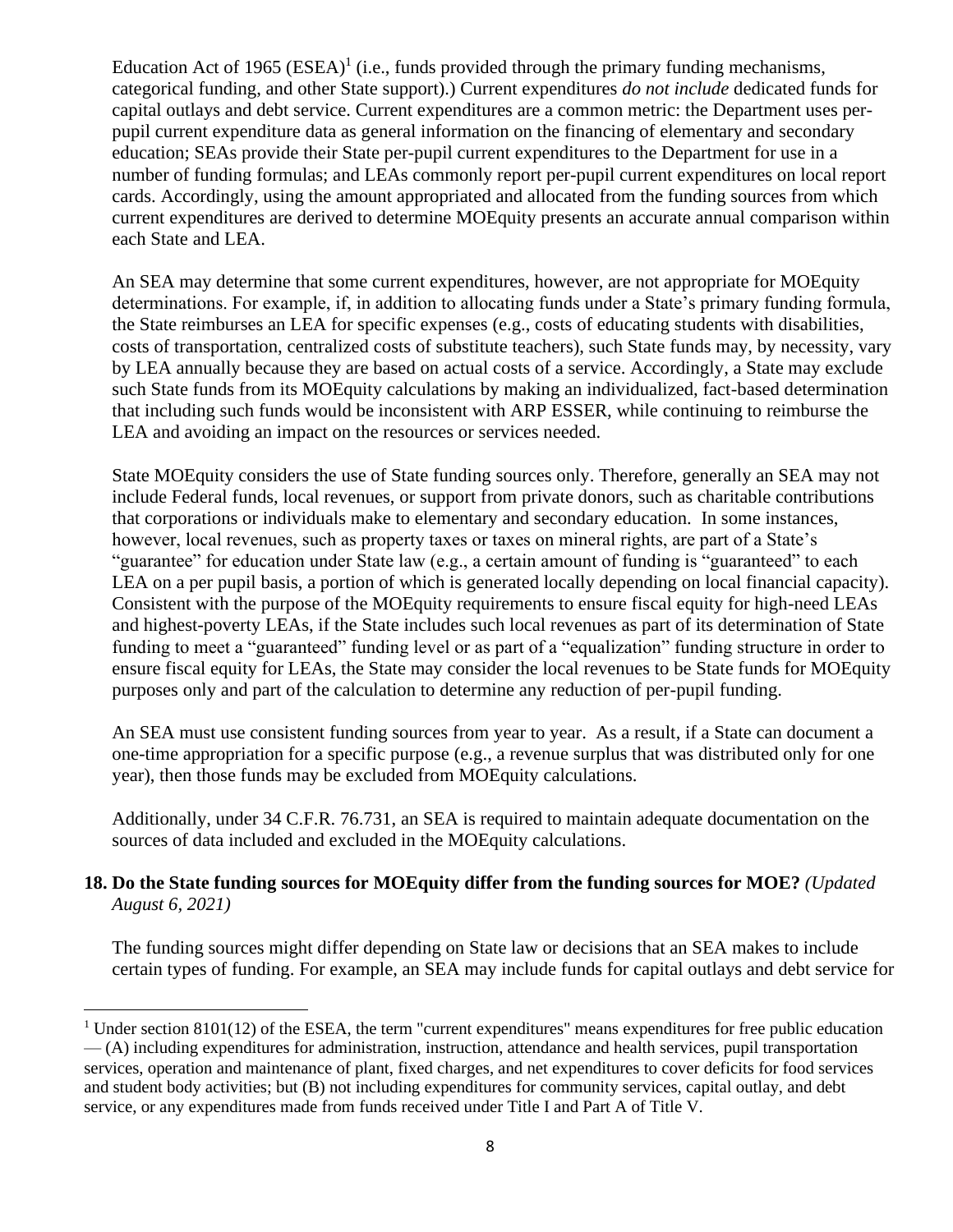Education Act of 1965 (ESEA)[1] (i.e., funds provided through the primary funding mechanisms, categorical funding, and other State support).) Current expenditures *do not include* dedicated funds for capital outlays and debt service. Current expenditures are a common metric: the Department uses per-pupil current expenditure data as general information on the financing of elementary and secondary education; SEAs provide their State per-pupil current expenditures to the Department for use in a number of funding formulas; and LEAs commonly report per-pupil current expenditures on local report cards. Accordingly, using the amount appropriated and allocated from the funding sources from which current expenditures are derived to determine MOEquity presents an accurate annual comparison within each State and LEA.

An SEA may determine that some current expenditures, however, are not appropriate for MOEquity determinations. For example, if, in addition to allocating funds under a State's primary funding formula, the State reimburses an LEA for specific expenses (e.g., costs of educating students with disabilities, costs of transportation, centralized costs of substitute teachers), such State funds may, by necessity, vary by LEA annually because they are based on actual costs of a service. Accordingly, a State may exclude such State funds from its MOEquity calculations by making an individualized, fact-based determination that including such funds would be inconsistent with ARP ESSER, while continuing to reimburse the LEA and avoiding an impact on the resources or services needed.

State MOEquity considers the use of State funding sources only. Therefore, generally an SEA may not include Federal funds, local revenues, or support from private donors, such as charitable contributions that corporations or individuals make to elementary and secondary education. In some instances, however, local revenues, such as property taxes or taxes on mineral rights, are part of a State's "guarantee" for education under State law (e.g., a certain amount of funding is "guaranteed" to each LEA on a per pupil basis, a portion of which is generated locally depending on local financial capacity). Consistent with the purpose of the MOEquity requirements to ensure fiscal equity for high-need LEAs and highest-poverty LEAs, if the State includes such local revenues as part of its determination of State funding to meet a "guaranteed" funding level or as part of a "equalization" funding structure in order to ensure fiscal equity for LEAs, the State may consider the local revenues to be State funds for MOEquity purposes only and part of the calculation to determine any reduction of per-pupil funding.

An SEA must use consistent funding sources from year to year. As a result, if a State can document a one-time appropriation for a specific purpose (e.g., a revenue surplus that was distributed only for one year), then those funds may be excluded from MOEquity calculations.

Additionally, under 34 C.F.R. 76.731, an SEA is required to maintain adequate documentation on the sources of data included and excluded in the MOEquity calculations.

**18. Do the State funding sources for MOEquity differ from the funding sources for MOE?** *(Updated August 6, 2021)*

The funding sources might differ depending on State law or decisions that an SEA makes to include certain types of funding. For example, an SEA may include funds for capital outlays and debt service for

---

[1] Under section 8101(12) of the ESEA, the term "current expenditures" means expenditures for free public education — (A) including expenditures for administration, instruction, attendance and health services, pupil transportation services, operation and maintenance of plant, fixed charges, and net expenditures to cover deficits for food services and student body activities; but (B) not including expenditures for community services, capital outlay, and debt service, or any expenditures made from funds received under Title I and Part A of Title V.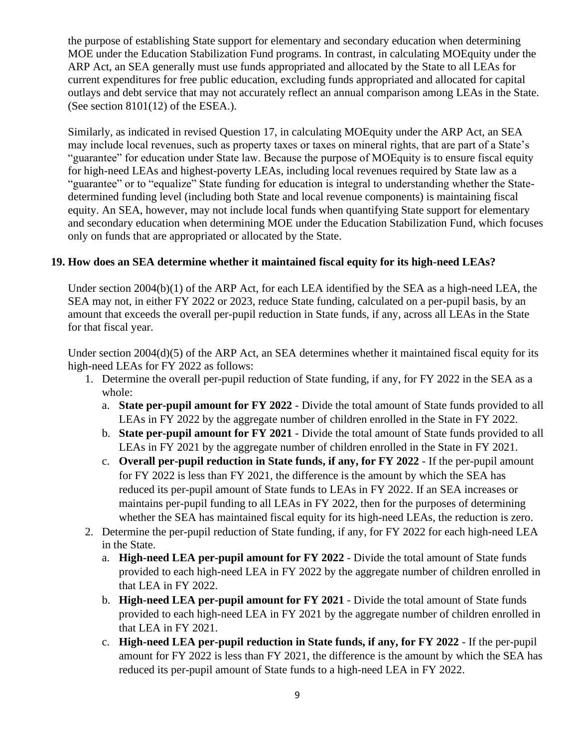the purpose of establishing State support for elementary and secondary education when determining MOE under the Education Stabilization Fund programs. In contrast, in calculating MOEquity under the ARP Act, an SEA generally must use funds appropriated and allocated by the State to all LEAs for current expenditures for free public education, excluding funds appropriated and allocated for capital outlays and debt service that may not accurately reflect an annual comparison among LEAs in the State. (See section 8101(12) of the ESEA.).

Similarly, as indicated in revised Question 17, in calculating MOEquity under the ARP Act, an SEA may include local revenues, such as property taxes or taxes on mineral rights, that are part of a State's "guarantee" for education under State law. Because the purpose of MOEquity is to ensure fiscal equity for high-need LEAs and highest-poverty LEAs, including local revenues required by State law as a "guarantee" or to "equalize" State funding for education is integral to understanding whether the State-determined funding level (including both State and local revenue components) is maintaining fiscal equity. An SEA, however, may not include local funds when quantifying State support for elementary and secondary education when determining MOE under the Education Stabilization Fund, which focuses only on funds that are appropriated or allocated by the State.

**19. How does an SEA determine whether it maintained fiscal equity for its high-need LEAs?**

Under section 2004(b)(1) of the ARP Act, for each LEA identified by the SEA as a high-need LEA, the SEA may not, in either FY 2022 or 2023, reduce State funding, calculated on a per-pupil basis, by an amount that exceeds the overall per-pupil reduction in State funds, if any, across all LEAs in the State for that fiscal year.

Under section 2004(d)(5) of the ARP Act, an SEA determines whether it maintained fiscal equity for its high-need LEAs for FY 2022 as follows:

1. Determine the overall per-pupil reduction of State funding, if any, for FY 2022 in the SEA as a whole:
   a. **State per-pupil amount for FY 2022** - Divide the total amount of State funds provided to all LEAs in FY 2022 by the aggregate number of children enrolled in the State in FY 2022.
   b. **State per-pupil amount for FY 2021** - Divide the total amount of State funds provided to all LEAs in FY 2021 by the aggregate number of children enrolled in the State in FY 2021.
   c. **Overall per-pupil reduction in State funds, if any, for FY 2022** - If the per-pupil amount for FY 2022 is less than FY 2021, the difference is the amount by which the SEA has reduced its per-pupil amount of State funds to LEAs in FY 2022. If an SEA increases or maintains per-pupil funding to all LEAs in FY 2022, then for the purposes of determining whether the SEA has maintained fiscal equity for its high-need LEAs, the reduction is zero.
2. Determine the per-pupil reduction of State funding, if any, for FY 2022 for each high-need LEA in the State.
   a. **High-need LEA per-pupil amount for FY 2022** - Divide the total amount of State funds provided to each high-need LEA in FY 2022 by the aggregate number of children enrolled in that LEA in FY 2022.
   b. **High-need LEA per-pupil amount for FY 2021** - Divide the total amount of State funds provided to each high-need LEA in FY 2021 by the aggregate number of children enrolled in that LEA in FY 2021.
   c. **High-need LEA per-pupil reduction in State funds, if any, for FY 2022** - If the per-pupil amount for FY 2022 is less than FY 2021, the difference is the amount by which the SEA has reduced its per-pupil amount of State funds to a high-need LEA in FY 2022.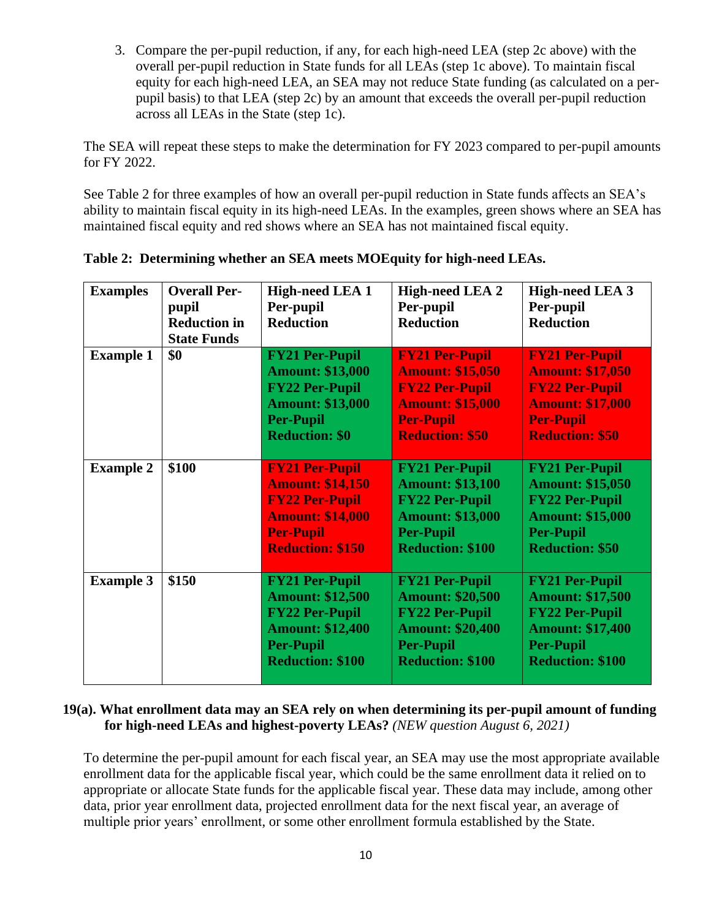3. Compare the per-pupil reduction, if any, for each high-need LEA (step 2c above) with the overall per-pupil reduction in State funds for all LEAs (step 1c above). To maintain fiscal equity for each high-need LEA, an SEA may not reduce State funding (as calculated on a per-pupil basis) to that LEA (step 2c) by an amount that exceeds the overall per-pupil reduction across all LEAs in the State (step 1c).

The SEA will repeat these steps to make the determination for FY 2023 compared to per-pupil amounts for FY 2022.

See Table 2 for three examples of how an overall per-pupil reduction in State funds affects an SEA's ability to maintain fiscal equity in its high-need LEAs. In the examples, green shows where an SEA has maintained fiscal equity and red shows where an SEA has not maintained fiscal equity.

**Table 2: Determining whether an SEA meets MOEquity for high-need LEAs.**

| Examples | Overall Per-pupil Reduction in State Funds | High-need LEA 1 Per-pupil Reduction | High-need LEA 2 Per-pupil Reduction | High-need LEA 3 Per-pupil Reduction |
|---|---|---|---|---|
| **Example 1** | **$0** | **FY21 Per-Pupil Amount: $13,000 FY22 Per-Pupil Amount: $13,000 Per-Pupil Reduction: $0** | **FY21 Per-Pupil Amount: $15,050 FY22 Per-Pupil Amount: $15,000 Per-Pupil Reduction: $50** | **FY21 Per-Pupil Amount: $17,050 FY22 Per-Pupil Amount: $17,000 Per-Pupil Reduction: $50** |
| **Example 2** | **$100** | **FY21 Per-Pupil Amount: $14,150 FY22 Per-Pupil Amount: $14,000 Per-Pupil Reduction: $150** | **FY21 Per-Pupil Amount: $13,100 FY22 Per-Pupil Amount: $13,000 Per-Pupil Reduction: $100** | **FY21 Per-Pupil Amount: $15,050 FY22 Per-Pupil Amount: $15,000 Per-Pupil Reduction: $50** |
| **Example 3** | **$150** | **FY21 Per-Pupil Amount: $12,500 FY22 Per-Pupil Amount: $12,400 Per-Pupil Reduction: $100** | **FY21 Per-Pupil Amount: $20,500 FY22 Per-Pupil Amount: $20,400 Per-Pupil Reduction: $100** | **FY21 Per-Pupil Amount: $17,500 FY22 Per-Pupil Amount: $17,400 Per-Pupil Reduction: $100** |

**19(a). What enrollment data may an SEA rely on when determining its per-pupil amount of funding for high-need LEAs and highest-poverty LEAs?** *(NEW question August 6, 2021)*

To determine the per-pupil amount for each fiscal year, an SEA may use the most appropriate available enrollment data for the applicable fiscal year, which could be the same enrollment data it relied on to appropriate or allocate State funds for the applicable fiscal year. These data may include, among other data, prior year enrollment data, projected enrollment data for the next fiscal year, an average of multiple prior years' enrollment, or some other enrollment formula established by the State.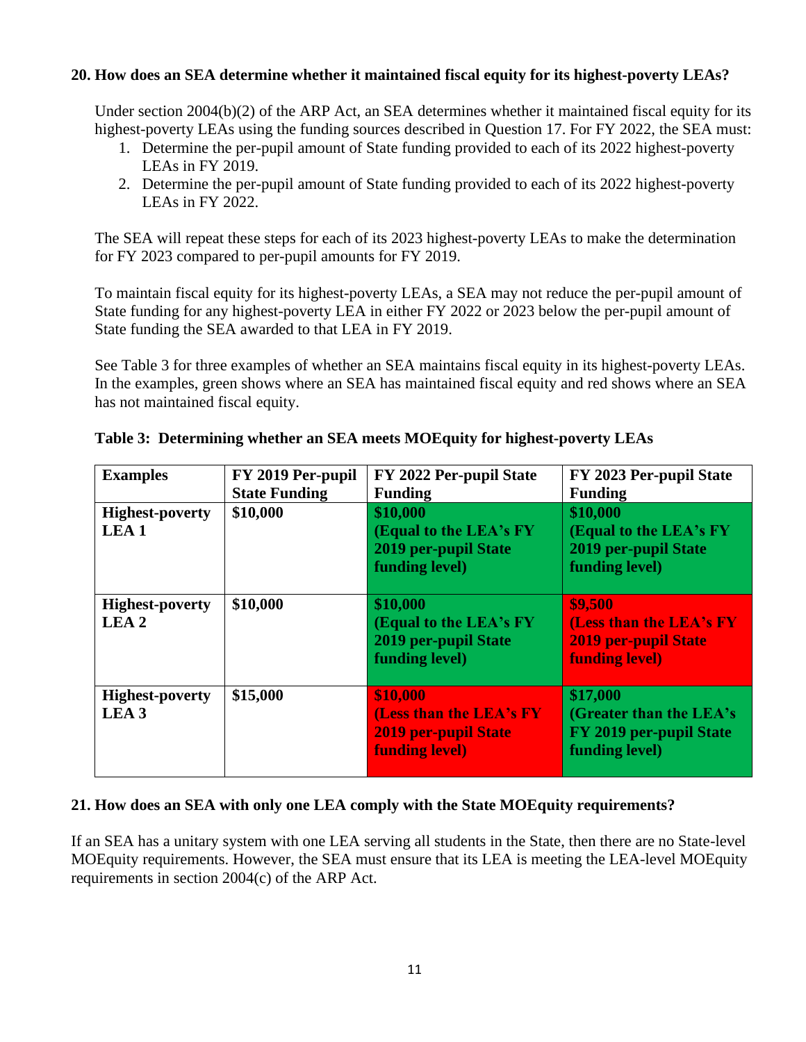**20. How does an SEA determine whether it maintained fiscal equity for its highest-poverty LEAs?**

Under section 2004(b)(2) of the ARP Act, an SEA determines whether it maintained fiscal equity for its highest-poverty LEAs using the funding sources described in Question 17. For FY 2022, the SEA must:

1. Determine the per-pupil amount of State funding provided to each of its 2022 highest-poverty LEAs in FY 2019.
2. Determine the per-pupil amount of State funding provided to each of its 2022 highest-poverty LEAs in FY 2022.

The SEA will repeat these steps for each of its 2023 highest-poverty LEAs to make the determination for FY 2023 compared to per-pupil amounts for FY 2019.

To maintain fiscal equity for its highest-poverty LEAs, a SEA may not reduce the per-pupil amount of State funding for any highest-poverty LEA in either FY 2022 or 2023 below the per-pupil amount of State funding the SEA awarded to that LEA in FY 2019.

See Table 3 for three examples of whether an SEA maintains fiscal equity in its highest-poverty LEAs. In the examples, green shows where an SEA has maintained fiscal equity and red shows where an SEA has not maintained fiscal equity.

**Table 3: Determining whether an SEA meets MOEquity for highest-poverty LEAs**

| Examples | FY 2019 Per-pupil State Funding | FY 2022 Per-pupil State Funding | FY 2023 Per-pupil State Funding |
|---|---|---|---|
| **Highest-poverty LEA 1** | **$10,000** | **$10,000 (Equal to the LEA's FY 2019 per-pupil State funding level)** | **$10,000 (Equal to the LEA's FY 2019 per-pupil State funding level)** |
| **Highest-poverty LEA 2** | **$10,000** | **$10,000 (Equal to the LEA's FY 2019 per-pupil State funding level)** | **$9,500 (Less than the LEA's FY 2019 per-pupil State funding level)** |
| **Highest-poverty LEA 3** | **$15,000** | **$10,000 (Less than the LEA's FY 2019 per-pupil State funding level)** | **$17,000 (Greater than the LEA's FY 2019 per-pupil State funding level)** |

**21. How does an SEA with only one LEA comply with the State MOEquity requirements?**

If an SEA has a unitary system with one LEA serving all students in the State, then there are no State-level MOEquity requirements. However, the SEA must ensure that its LEA is meeting the LEA-level MOEquity requirements in section 2004(c) of the ARP Act.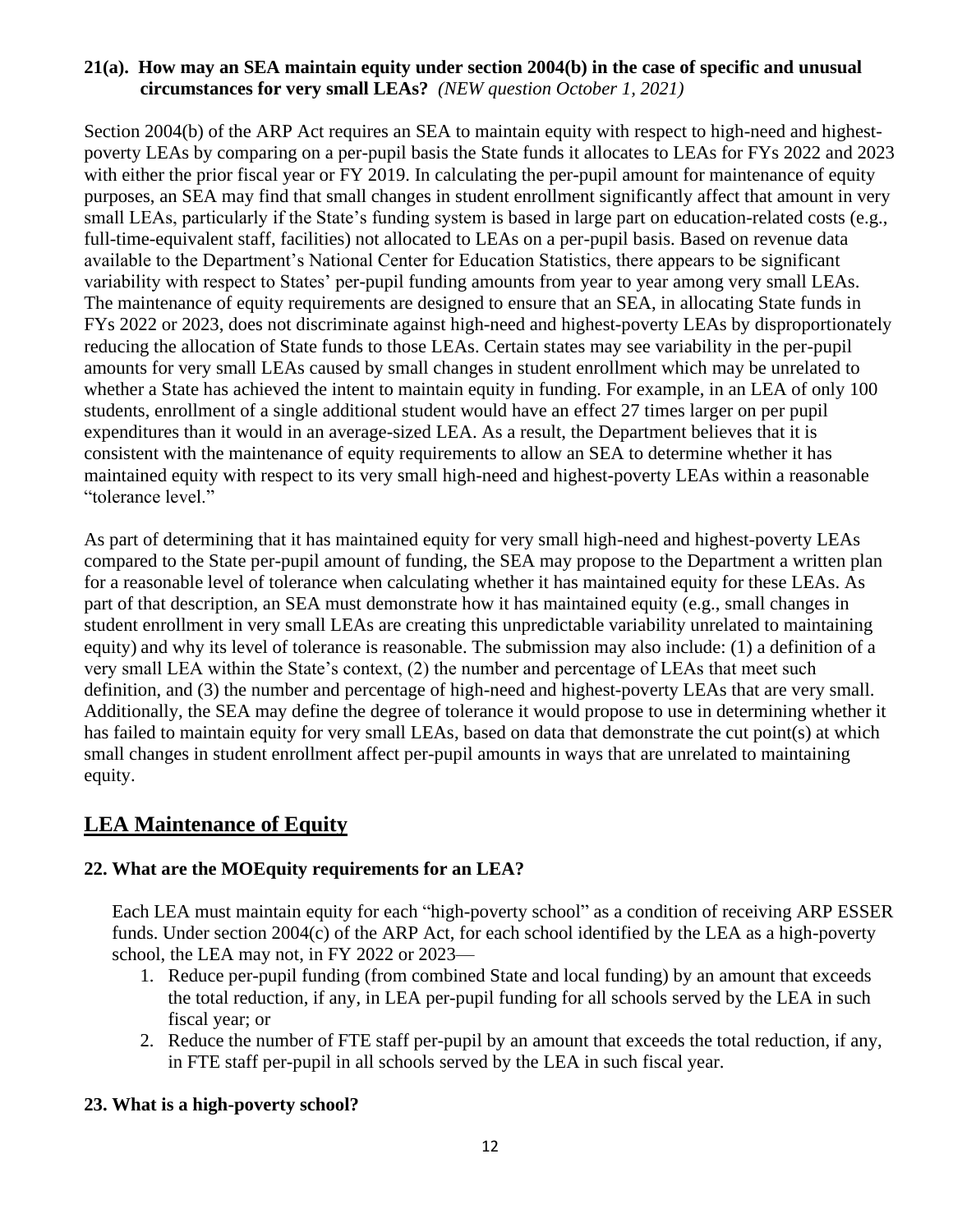**21(a). How may an SEA maintain equity under section 2004(b) in the case of specific and unusual circumstances for very small LEAs?** *(NEW question October 1, 2021)*

Section 2004(b) of the ARP Act requires an SEA to maintain equity with respect to high-need and highest-poverty LEAs by comparing on a per-pupil basis the State funds it allocates to LEAs for FYs 2022 and 2023 with either the prior fiscal year or FY 2019. In calculating the per-pupil amount for maintenance of equity purposes, an SEA may find that small changes in student enrollment significantly affect that amount in very small LEAs, particularly if the State's funding system is based in large part on education-related costs (e.g., full-time-equivalent staff, facilities) not allocated to LEAs on a per-pupil basis. Based on revenue data available to the Department's National Center for Education Statistics, there appears to be significant variability with respect to States' per-pupil funding amounts from year to year among very small LEAs. The maintenance of equity requirements are designed to ensure that an SEA, in allocating State funds in FYs 2022 or 2023, does not discriminate against high-need and highest-poverty LEAs by disproportionately reducing the allocation of State funds to those LEAs. Certain states may see variability in the per-pupil amounts for very small LEAs caused by small changes in student enrollment which may be unrelated to whether a State has achieved the intent to maintain equity in funding. For example, in an LEA of only 100 students, enrollment of a single additional student would have an effect 27 times larger on per pupil expenditures than it would in an average-sized LEA. As a result, the Department believes that it is consistent with the maintenance of equity requirements to allow an SEA to determine whether it has maintained equity with respect to its very small high-need and highest-poverty LEAs within a reasonable "tolerance level."

As part of determining that it has maintained equity for very small high-need and highest-poverty LEAs compared to the State per-pupil amount of funding, the SEA may propose to the Department a written plan for a reasonable level of tolerance when calculating whether it has maintained equity for these LEAs. As part of that description, an SEA must demonstrate how it has maintained equity (e.g., small changes in student enrollment in very small LEAs are creating this unpredictable variability unrelated to maintaining equity) and why its level of tolerance is reasonable. The submission may also include: (1) a definition of a very small LEA within the State's context, (2) the number and percentage of LEAs that meet such definition, and (3) the number and percentage of high-need and highest-poverty LEAs that are very small. Additionally, the SEA may define the degree of tolerance it would propose to use in determining whether it has failed to maintain equity for very small LEAs, based on data that demonstrate the cut point(s) at which small changes in student enrollment affect per-pupil amounts in ways that are unrelated to maintaining equity.

## LEA Maintenance of Equity

**22. What are the MOEquity requirements for an LEA?**

Each LEA must maintain equity for each "high-poverty school" as a condition of receiving ARP ESSER funds. Under section 2004(c) of the ARP Act, for each school identified by the LEA as a high-poverty school, the LEA may not, in FY 2022 or 2023—

1. Reduce per-pupil funding (from combined State and local funding) by an amount that exceeds the total reduction, if any, in LEA per-pupil funding for all schools served by the LEA in such fiscal year; or
2. Reduce the number of FTE staff per-pupil by an amount that exceeds the total reduction, if any, in FTE staff per-pupil in all schools served by the LEA in such fiscal year.

**23. What is a high-poverty school?**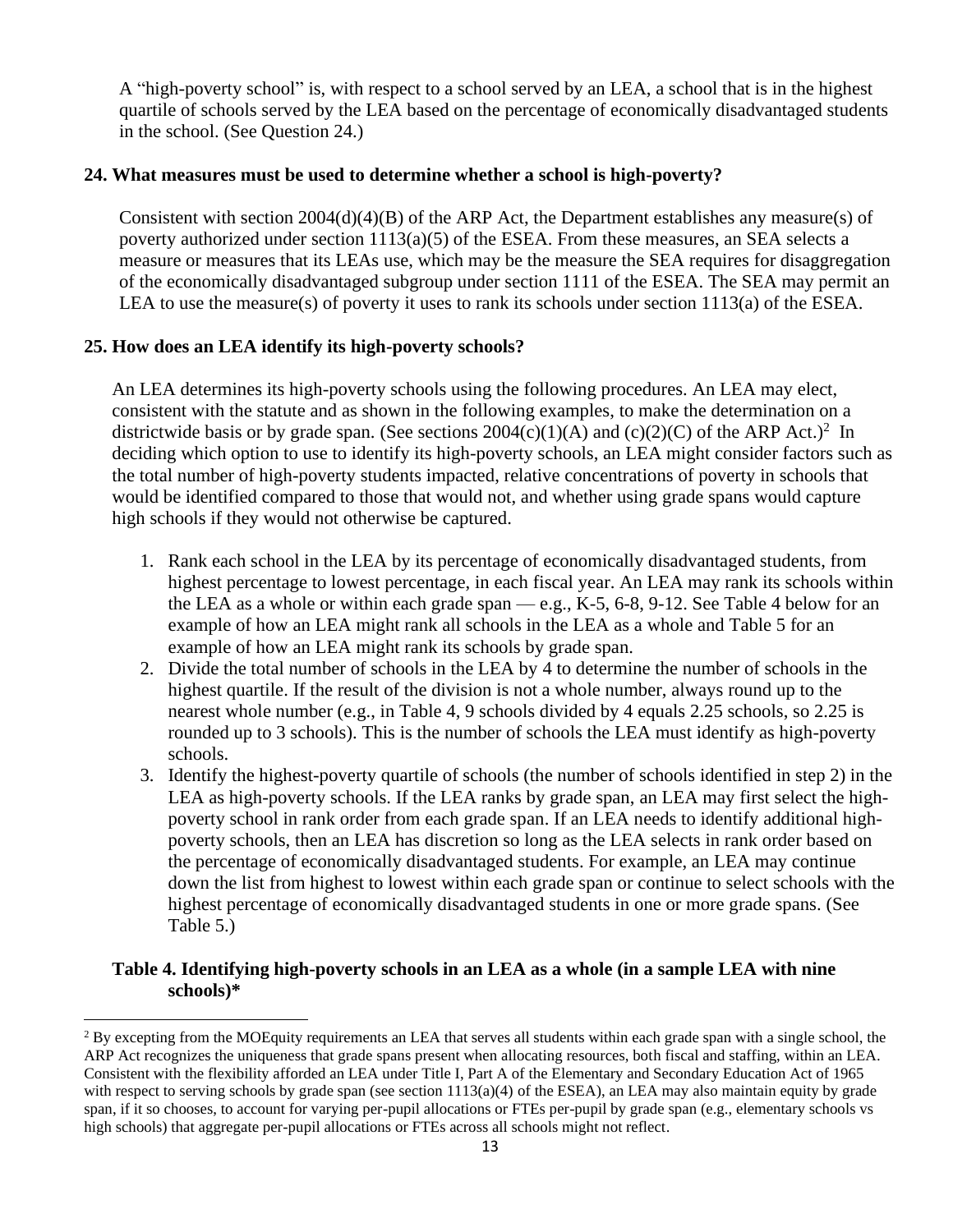A "high-poverty school" is, with respect to a school served by an LEA, a school that is in the highest quartile of schools served by the LEA based on the percentage of economically disadvantaged students in the school. (See Question 24.)

**24. What measures must be used to determine whether a school is high-poverty?**

Consistent with section 2004(d)(4)(B) of the ARP Act, the Department establishes any measure(s) of poverty authorized under section 1113(a)(5) of the ESEA. From these measures, an SEA selects a measure or measures that its LEAs use, which may be the measure the SEA requires for disaggregation of the economically disadvantaged subgroup under section 1111 of the ESEA. The SEA may permit an LEA to use the measure(s) of poverty it uses to rank its schools under section 1113(a) of the ESEA.

**25. How does an LEA identify its high-poverty schools?**

An LEA determines its high-poverty schools using the following procedures. An LEA may elect, consistent with the statute and as shown in the following examples, to make the determination on a districtwide basis or by grade span. (See sections 2004(c)(1)(A) and (c)(2)(C) of the ARP Act.)[2] In deciding which option to use to identify its high-poverty schools, an LEA might consider factors such as the total number of high-poverty students impacted, relative concentrations of poverty in schools that would be identified compared to those that would not, and whether using grade spans would capture high schools if they would not otherwise be captured.

1. Rank each school in the LEA by its percentage of economically disadvantaged students, from highest percentage to lowest percentage, in each fiscal year. An LEA may rank its schools within the LEA as a whole or within each grade span — e.g., K-5, 6-8, 9-12. See Table 4 below for an example of how an LEA might rank all schools in the LEA as a whole and Table 5 for an example of how an LEA might rank its schools by grade span.
2. Divide the total number of schools in the LEA by 4 to determine the number of schools in the highest quartile. If the result of the division is not a whole number, always round up to the nearest whole number (e.g., in Table 4, 9 schools divided by 4 equals 2.25 schools, so 2.25 is rounded up to 3 schools). This is the number of schools the LEA must identify as high-poverty schools.
3. Identify the highest-poverty quartile of schools (the number of schools identified in step 2) in the LEA as high-poverty schools. If the LEA ranks by grade span, an LEA may first select the high-poverty school in rank order from each grade span. If an LEA needs to identify additional high-poverty schools, then an LEA has discretion so long as the LEA selects in rank order based on the percentage of economically disadvantaged students. For example, an LEA may continue down the list from highest to lowest within each grade span or continue to select schools with the highest percentage of economically disadvantaged students in one or more grade spans. (See Table 5.)

**Table 4. Identifying high-poverty schools in an LEA as a whole (in a sample LEA with nine schools)***

[2] By excepting from the MOEquity requirements an LEA that serves all students within each grade span with a single school, the ARP Act recognizes the uniqueness that grade spans present when allocating resources, both fiscal and staffing, within an LEA. Consistent with the flexibility afforded an LEA under Title I, Part A of the Elementary and Secondary Education Act of 1965 with respect to serving schools by grade span (see section 1113(a)(4) of the ESEA), an LEA may also maintain equity by grade span, if it so chooses, to account for varying per-pupil allocations or FTEs per-pupil by grade span (e.g., elementary schools vs high schools) that aggregate per-pupil allocations or FTEs across all schools might not reflect.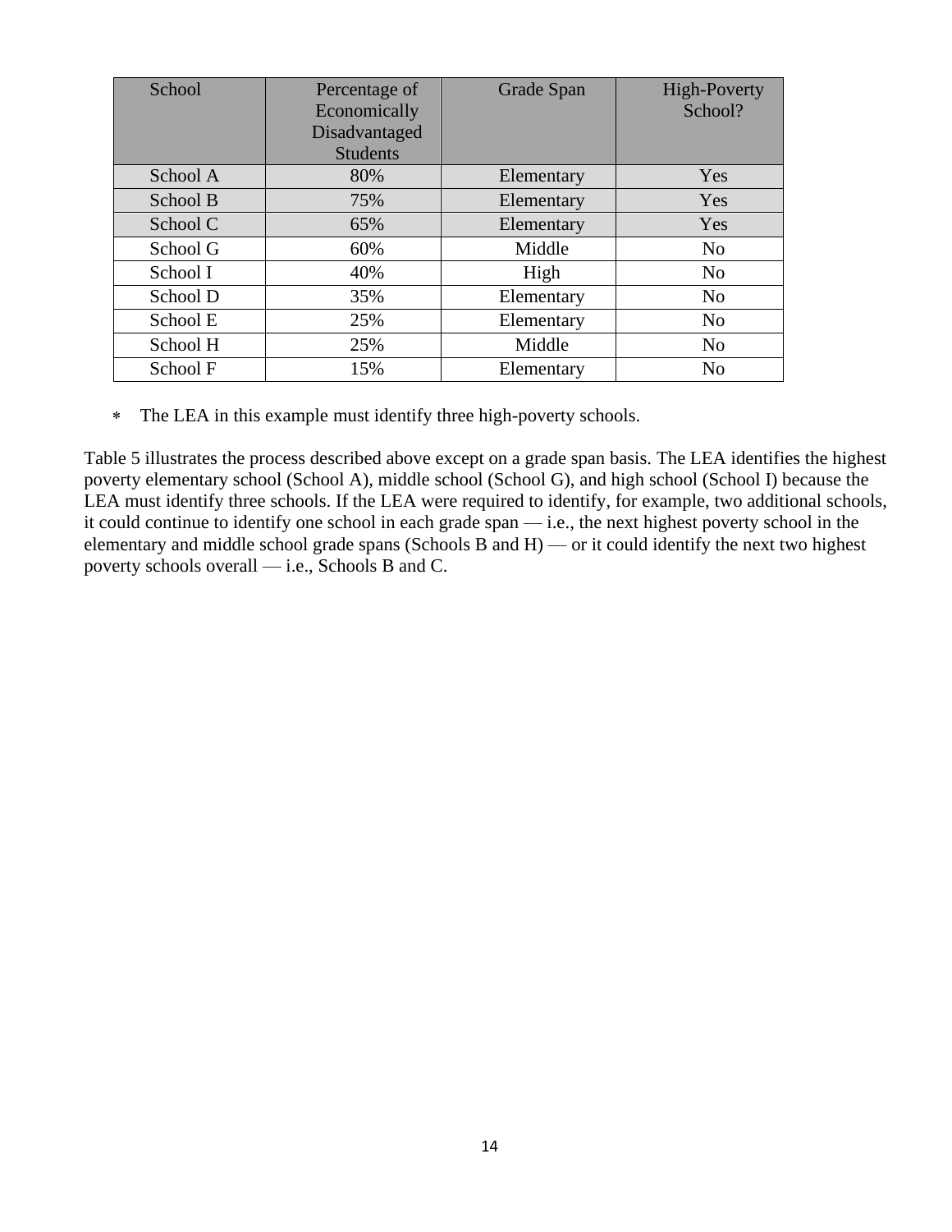| School | Percentage of Economically Disadvantaged Students | Grade Span | High-Poverty School? |
|---|---|---|---|
| School A | 80% | Elementary | Yes |
| School B | 75% | Elementary | Yes |
| School C | 65% | Elementary | Yes |
| School G | 60% | Middle | No |
| School I | 40% | High | No |
| School D | 35% | Elementary | No |
| School E | 25% | Elementary | No |
| School H | 25% | Middle | No |
| School F | 15% | Elementary | No |

- The LEA in this example must identify three high-poverty schools.

Table 5 illustrates the process described above except on a grade span basis. The LEA identifies the highest poverty elementary school (School A), middle school (School G), and high school (School I) because the LEA must identify three schools. If the LEA were required to identify, for example, two additional schools, it could continue to identify one school in each grade span — i.e., the next highest poverty school in the elementary and middle school grade spans (Schools B and H) — or it could identify the next two highest poverty schools overall — i.e., Schools B and C.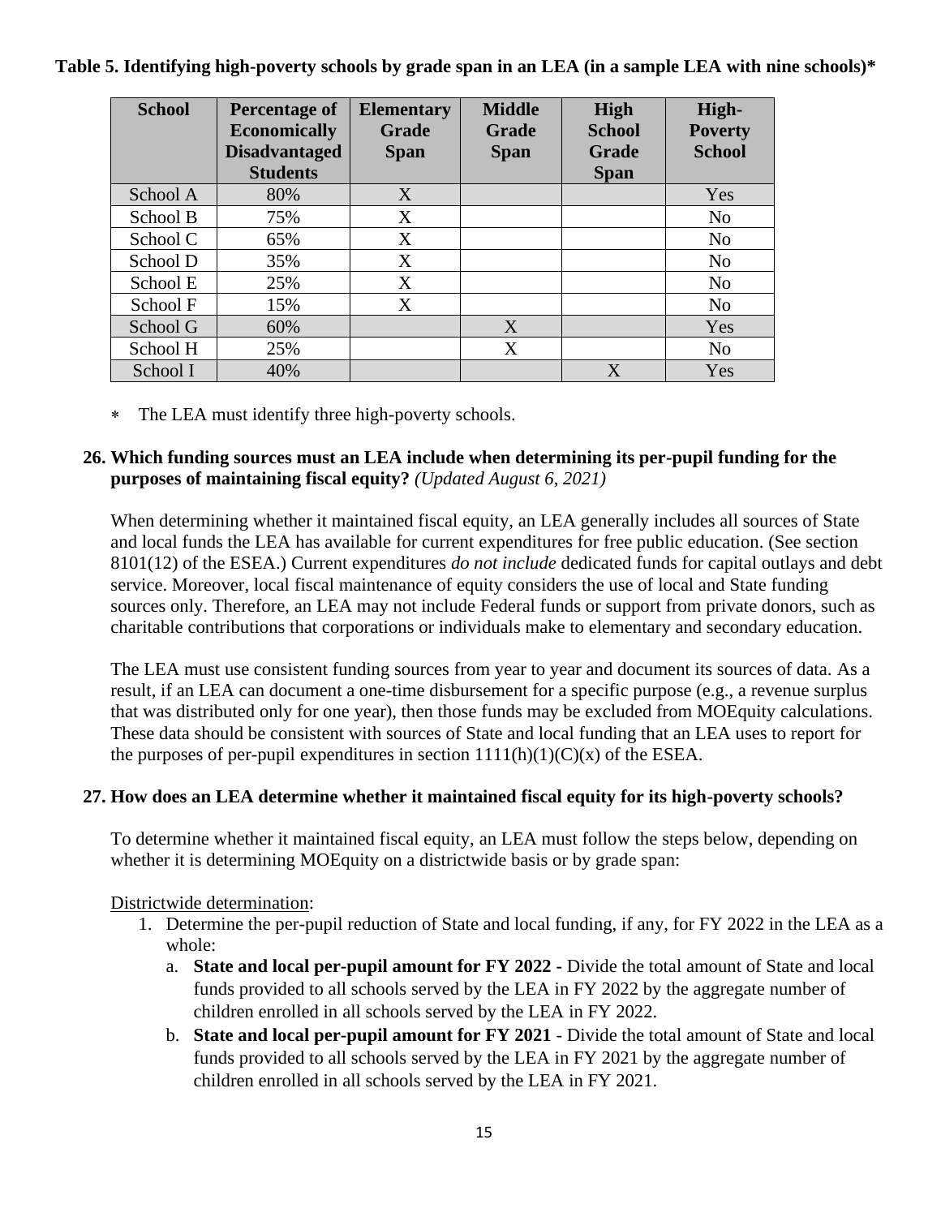**Table 5. Identifying high-poverty schools by grade span in an LEA (in a sample LEA with nine schools)***

| School | Percentage of Economically Disadvantaged Students | Elementary Grade Span | Middle Grade Span | High School Grade Span | High-Poverty School |
|---|---|---|---|---|---|
| School A | 80% | X | | | Yes |
| School B | 75% | X | | | No |
| School C | 65% | X | | | No |
| School D | 35% | X | | | No |
| School E | 25% | X | | | No |
| School F | 15% | X | | | No |
| School G | 60% | | X | | Yes |
| School H | 25% | | X | | No |
| School I | 40% | | | X | Yes |

- The LEA must identify three high-poverty schools.

**26. Which funding sources must an LEA include when determining its per-pupil funding for the purposes of maintaining fiscal equity?** *(Updated August 6, 2021)*

When determining whether it maintained fiscal equity, an LEA generally includes all sources of State and local funds the LEA has available for current expenditures for free public education. (See section 8101(12) of the ESEA.) Current expenditures *do not include* dedicated funds for capital outlays and debt service. Moreover, local fiscal maintenance of equity considers the use of local and State funding sources only. Therefore, an LEA may not include Federal funds or support from private donors, such as charitable contributions that corporations or individuals make to elementary and secondary education.

The LEA must use consistent funding sources from year to year and document its sources of data. As a result, if an LEA can document a one-time disbursement for a specific purpose (e.g., a revenue surplus that was distributed only for one year), then those funds may be excluded from MOEquity calculations. These data should be consistent with sources of State and local funding that an LEA uses to report for the purposes of per-pupil expenditures in section 1111(h)(1)(C)(x) of the ESEA.

**27. How does an LEA determine whether it maintained fiscal equity for its high-poverty schools?**

To determine whether it maintained fiscal equity, an LEA must follow the steps below, depending on whether it is determining MOEquity on a districtwide basis or by grade span:

Districtwide determination:

1. Determine the per-pupil reduction of State and local funding, if any, for FY 2022 in the LEA as a whole:
   a. **State and local per-pupil amount for FY 2022 -** Divide the total amount of State and local funds provided to all schools served by the LEA in FY 2022 by the aggregate number of children enrolled in all schools served by the LEA in FY 2022.
   b. **State and local per-pupil amount for FY 2021** - Divide the total amount of State and local funds provided to all schools served by the LEA in FY 2021 by the aggregate number of children enrolled in all schools served by the LEA in FY 2021.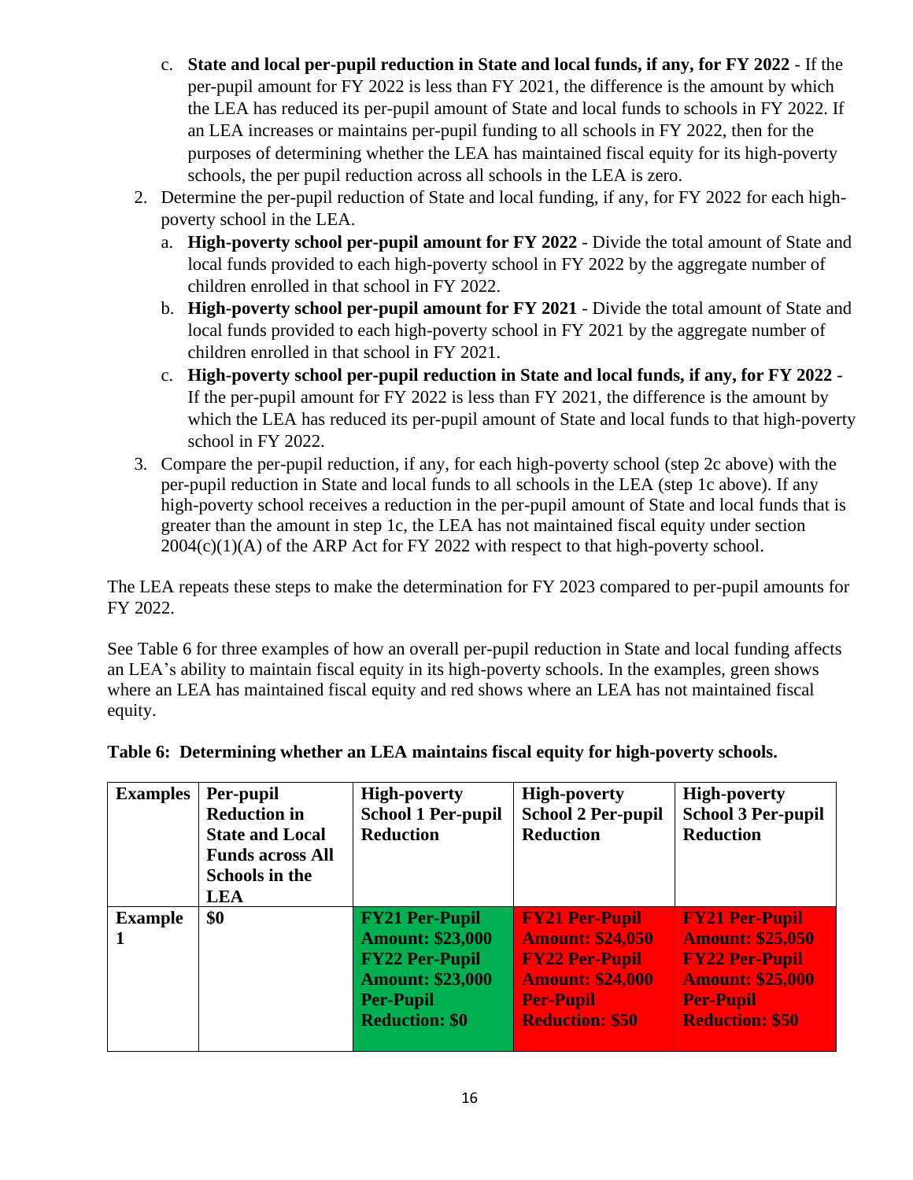c. **State and local per-pupil reduction in State and local funds, if any, for FY 2022** - If the per-pupil amount for FY 2022 is less than FY 2021, the difference is the amount by which the LEA has reduced its per-pupil amount of State and local funds to schools in FY 2022. If an LEA increases or maintains per-pupil funding to all schools in FY 2022, then for the purposes of determining whether the LEA has maintained fiscal equity for its high-poverty schools, the per pupil reduction across all schools in the LEA is zero.

2. Determine the per-pupil reduction of State and local funding, if any, for FY 2022 for each high-poverty school in the LEA.
   a. **High-poverty school per-pupil amount for FY 2022** - Divide the total amount of State and local funds provided to each high-poverty school in FY 2022 by the aggregate number of children enrolled in that school in FY 2022.
   b. **High-poverty school per-pupil amount for FY 2021** - Divide the total amount of State and local funds provided to each high-poverty school in FY 2021 by the aggregate number of children enrolled in that school in FY 2021.
   c. **High-poverty school per-pupil reduction in State and local funds, if any, for FY 2022** - If the per-pupil amount for FY 2022 is less than FY 2021, the difference is the amount by which the LEA has reduced its per-pupil amount of State and local funds to that high-poverty school in FY 2022.

3. Compare the per-pupil reduction, if any, for each high-poverty school (step 2c above) with the per-pupil reduction in State and local funds to all schools in the LEA (step 1c above). If any high-poverty school receives a reduction in the per-pupil amount of State and local funds that is greater than the amount in step 1c, the LEA has not maintained fiscal equity under section 2004(c)(1)(A) of the ARP Act for FY 2022 with respect to that high-poverty school.

The LEA repeats these steps to make the determination for FY 2023 compared to per-pupil amounts for FY 2022.

See Table 6 for three examples of how an overall per-pupil reduction in State and local funding affects an LEA's ability to maintain fiscal equity in its high-poverty schools. In the examples, green shows where an LEA has maintained fiscal equity and red shows where an LEA has not maintained fiscal equity.

**Table 6: Determining whether an LEA maintains fiscal equity for high-poverty schools.**

| Examples | Per-pupil Reduction in State and Local Funds across All Schools in the LEA | High-poverty School 1 Per-pupil Reduction | High-poverty School 2 Per-pupil Reduction | High-poverty School 3 Per-pupil Reduction |
|---|---|---|---|---|
| **Example 1** | **$0** | **FY21 Per-Pupil Amount: $23,000 FY22 Per-Pupil Amount: $23,000 Per-Pupil Reduction: $0** | **FY21 Per-Pupil Amount: $24,050 FY22 Per-Pupil Amount: $24,000 Per-Pupil Reduction: $50** | **FY21 Per-Pupil Amount: $25,050 FY22 Per-Pupil Amount: $25,000 Per-Pupil Reduction: $50** |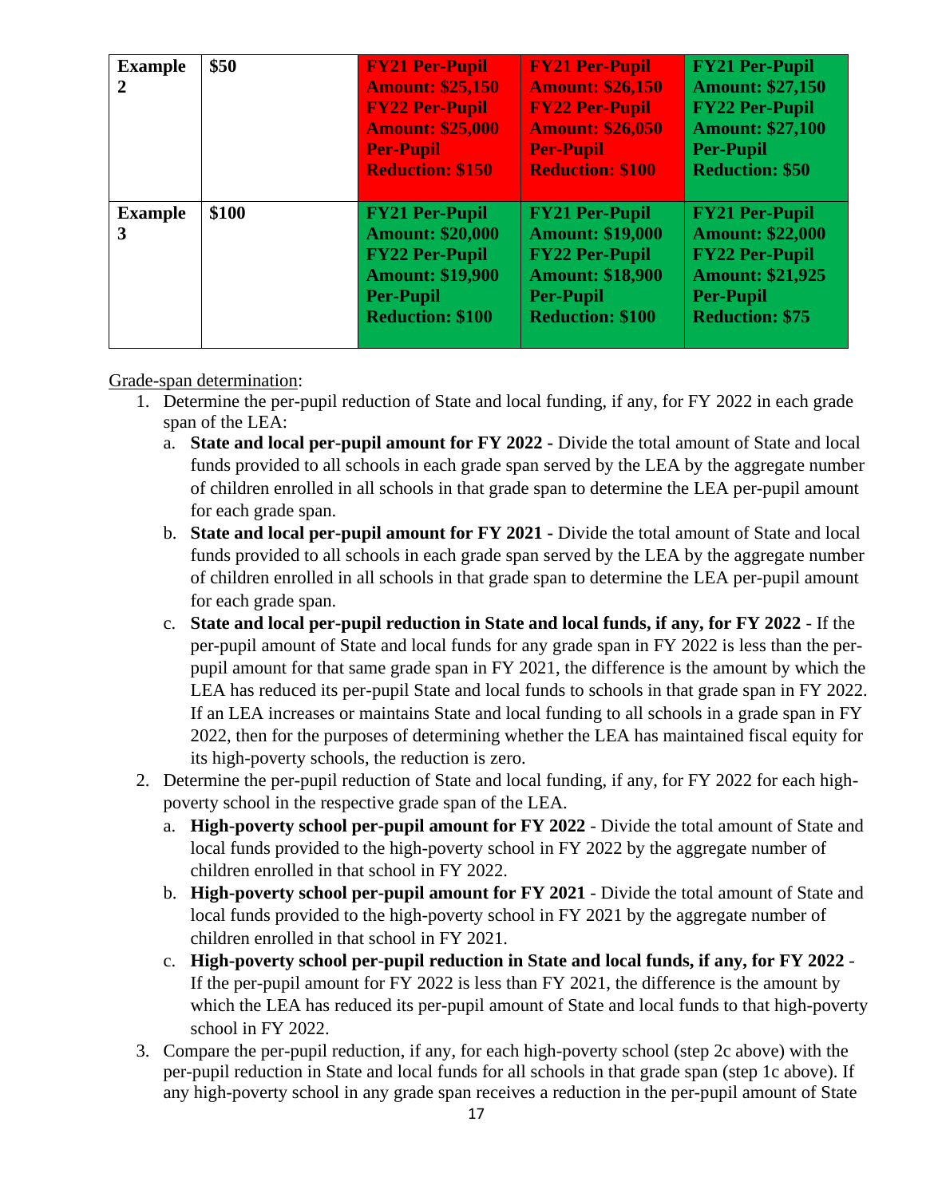| | | | | |
|---|---|---|---|---|
| **Example 2** | **$50** | **FY21 Per-Pupil Amount: $25,150 FY22 Per-Pupil Amount: $25,000 Per-Pupil Reduction: $150** | **FY21 Per-Pupil Amount: $26,150 FY22 Per-Pupil Amount: $26,050 Per-Pupil Reduction: $100** | **FY21 Per-Pupil Amount: $27,150 FY22 Per-Pupil Amount: $27,100 Per-Pupil Reduction: $50** |
| **Example 3** | **$100** | **FY21 Per-Pupil Amount: $20,000 FY22 Per-Pupil Amount: $19,900 Per-Pupil Reduction: $100** | **FY21 Per-Pupil Amount: $19,000 FY22 Per-Pupil Amount: $18,900 Per-Pupil Reduction: $100** | **FY21 Per-Pupil Amount: $22,000 FY22 Per-Pupil Amount: $21,925 Per-Pupil Reduction: $75** |

Grade-span determination:

1. Determine the per-pupil reduction of State and local funding, if any, for FY 2022 in each grade span of the LEA:
   a. **State and local per-pupil amount for FY 2022 -** Divide the total amount of State and local funds provided to all schools in each grade span served by the LEA by the aggregate number of children enrolled in all schools in that grade span to determine the LEA per-pupil amount for each grade span.
   b. **State and local per-pupil amount for FY 2021 -** Divide the total amount of State and local funds provided to all schools in each grade span served by the LEA by the aggregate number of children enrolled in all schools in that grade span to determine the LEA per-pupil amount for each grade span.
   c. **State and local per-pupil reduction in State and local funds, if any, for FY 2022** - If the per-pupil amount of State and local funds for any grade span in FY 2022 is less than the per-pupil amount for that same grade span in FY 2021, the difference is the amount by which the LEA has reduced its per-pupil State and local funds to schools in that grade span in FY 2022. If an LEA increases or maintains State and local funding to all schools in a grade span in FY 2022, then for the purposes of determining whether the LEA has maintained fiscal equity for its high-poverty schools, the reduction is zero.
2. Determine the per-pupil reduction of State and local funding, if any, for FY 2022 for each high-poverty school in the respective grade span of the LEA.
   a. **High-poverty school per-pupil amount for FY 2022** - Divide the total amount of State and local funds provided to the high-poverty school in FY 2022 by the aggregate number of children enrolled in that school in FY 2022.
   b. **High-poverty school per-pupil amount for FY 2021** - Divide the total amount of State and local funds provided to the high-poverty school in FY 2021 by the aggregate number of children enrolled in that school in FY 2021.
   c. **High-poverty school per-pupil reduction in State and local funds, if any, for FY 2022** - If the per-pupil amount for FY 2022 is less than FY 2021, the difference is the amount by which the LEA has reduced its per-pupil amount of State and local funds to that high-poverty school in FY 2022.
3. Compare the per-pupil reduction, if any, for each high-poverty school (step 2c above) with the per-pupil reduction in State and local funds for all schools in that grade span (step 1c above). If any high-poverty school in any grade span receives a reduction in the per-pupil amount of State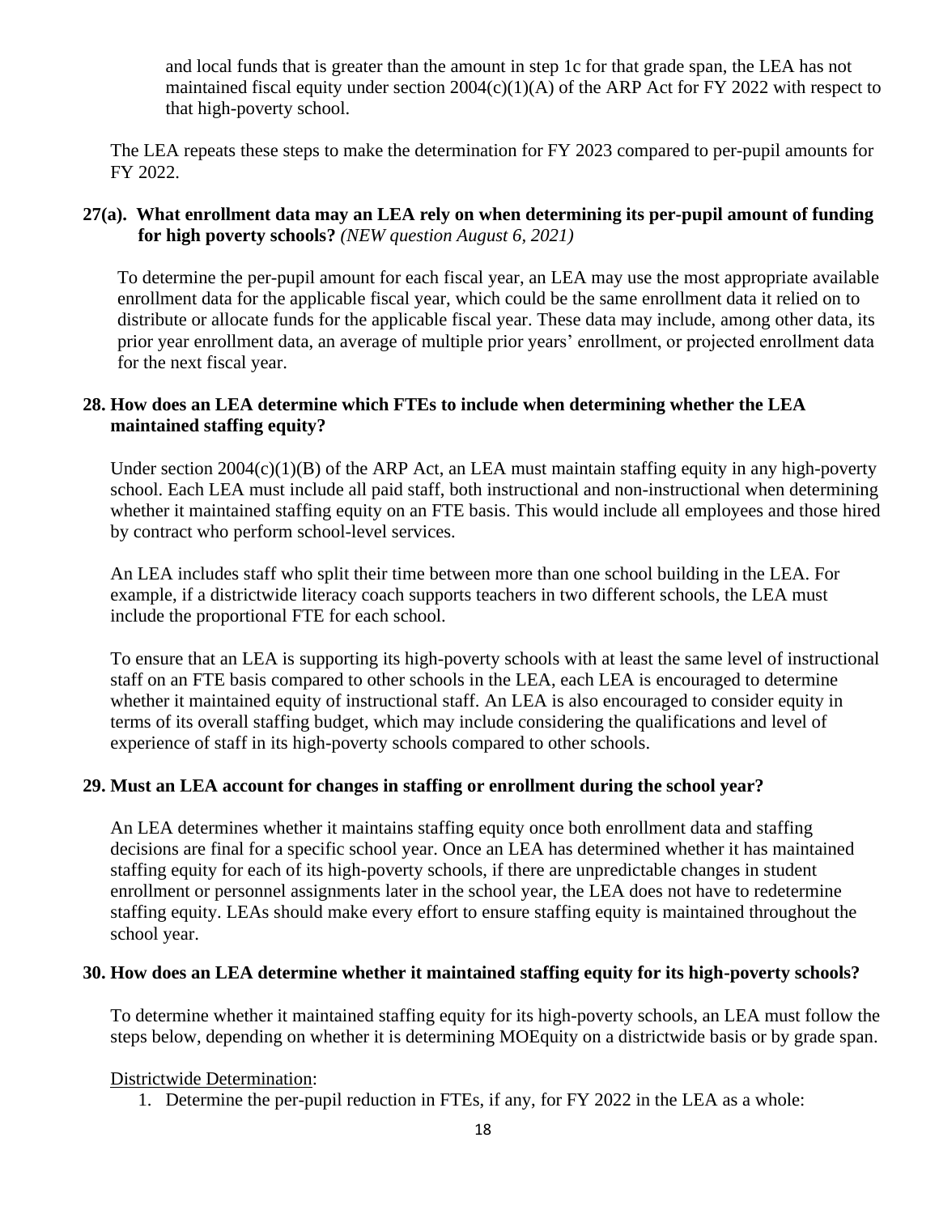and local funds that is greater than the amount in step 1c for that grade span, the LEA has not maintained fiscal equity under section 2004(c)(1)(A) of the ARP Act for FY 2022 with respect to that high-poverty school.

The LEA repeats these steps to make the determination for FY 2023 compared to per-pupil amounts for FY 2022.

**27(a). What enrollment data may an LEA rely on when determining its per-pupil amount of funding for high poverty schools?** *(NEW question August 6, 2021)*

To determine the per-pupil amount for each fiscal year, an LEA may use the most appropriate available enrollment data for the applicable fiscal year, which could be the same enrollment data it relied on to distribute or allocate funds for the applicable fiscal year. These data may include, among other data, its prior year enrollment data, an average of multiple prior years' enrollment, or projected enrollment data for the next fiscal year.

**28. How does an LEA determine which FTEs to include when determining whether the LEA maintained staffing equity?**

Under section 2004(c)(1)(B) of the ARP Act, an LEA must maintain staffing equity in any high-poverty school. Each LEA must include all paid staff, both instructional and non-instructional when determining whether it maintained staffing equity on an FTE basis. This would include all employees and those hired by contract who perform school-level services.

An LEA includes staff who split their time between more than one school building in the LEA. For example, if a districtwide literacy coach supports teachers in two different schools, the LEA must include the proportional FTE for each school.

To ensure that an LEA is supporting its high-poverty schools with at least the same level of instructional staff on an FTE basis compared to other schools in the LEA, each LEA is encouraged to determine whether it maintained equity of instructional staff. An LEA is also encouraged to consider equity in terms of its overall staffing budget, which may include considering the qualifications and level of experience of staff in its high-poverty schools compared to other schools.

**29. Must an LEA account for changes in staffing or enrollment during the school year?**

An LEA determines whether it maintains staffing equity once both enrollment data and staffing decisions are final for a specific school year. Once an LEA has determined whether it has maintained staffing equity for each of its high-poverty schools, if there are unpredictable changes in student enrollment or personnel assignments later in the school year, the LEA does not have to redetermine staffing equity. LEAs should make every effort to ensure staffing equity is maintained throughout the school year.

**30. How does an LEA determine whether it maintained staffing equity for its high-poverty schools?**

To determine whether it maintained staffing equity for its high-poverty schools, an LEA must follow the steps below, depending on whether it is determining MOEquity on a districtwide basis or by grade span.

<u>Districtwide Determination</u>:

1. Determine the per-pupil reduction in FTEs, if any, for FY 2022 in the LEA as a whole: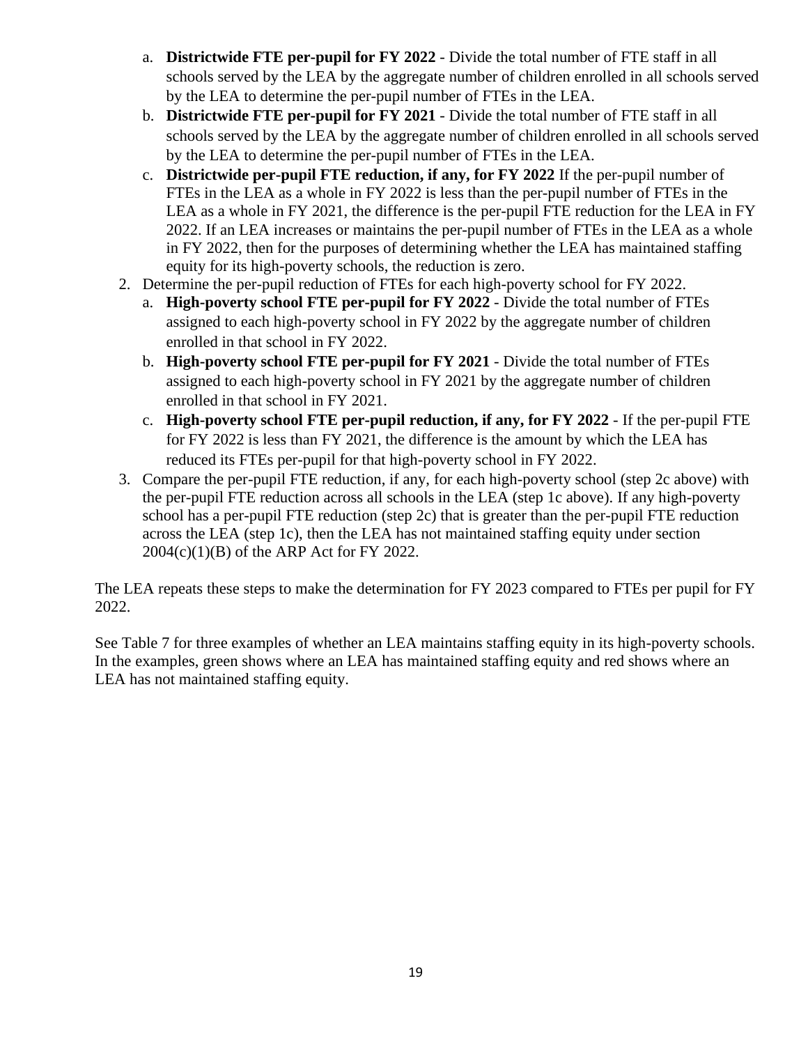a. **Districtwide FTE per-pupil for FY 2022** - Divide the total number of FTE staff in all schools served by the LEA by the aggregate number of children enrolled in all schools served by the LEA to determine the per-pupil number of FTEs in the LEA.
   b. **Districtwide FTE per-pupil for FY 2021** - Divide the total number of FTE staff in all schools served by the LEA by the aggregate number of children enrolled in all schools served by the LEA to determine the per-pupil number of FTEs in the LEA.
   c. **Districtwide per-pupil FTE reduction, if any, for FY 2022** If the per-pupil number of FTEs in the LEA as a whole in FY 2022 is less than the per-pupil number of FTEs in the LEA as a whole in FY 2021, the difference is the per-pupil FTE reduction for the LEA in FY 2022. If an LEA increases or maintains the per-pupil number of FTEs in the LEA as a whole in FY 2022, then for the purposes of determining whether the LEA has maintained staffing equity for its high-poverty schools, the reduction is zero.

2. Determine the per-pupil reduction of FTEs for each high-poverty school for FY 2022.
   a. **High-poverty school FTE per-pupil for FY 2022** - Divide the total number of FTEs assigned to each high-poverty school in FY 2022 by the aggregate number of children enrolled in that school in FY 2022.
   b. **High-poverty school FTE per-pupil for FY 2021** - Divide the total number of FTEs assigned to each high-poverty school in FY 2021 by the aggregate number of children enrolled in that school in FY 2021.
   c. **High-poverty school FTE per-pupil reduction, if any, for FY 2022** - If the per-pupil FTE for FY 2022 is less than FY 2021, the difference is the amount by which the LEA has reduced its FTEs per-pupil for that high-poverty school in FY 2022.

3. Compare the per-pupil FTE reduction, if any, for each high-poverty school (step 2c above) with the per-pupil FTE reduction across all schools in the LEA (step 1c above). If any high-poverty school has a per-pupil FTE reduction (step 2c) that is greater than the per-pupil FTE reduction across the LEA (step 1c), then the LEA has not maintained staffing equity under section 2004(c)(1)(B) of the ARP Act for FY 2022.

The LEA repeats these steps to make the determination for FY 2023 compared to FTEs per pupil for FY 2022.

See Table 7 for three examples of whether an LEA maintains staffing equity in its high-poverty schools. In the examples, green shows where an LEA has maintained staffing equity and red shows where an LEA has not maintained staffing equity.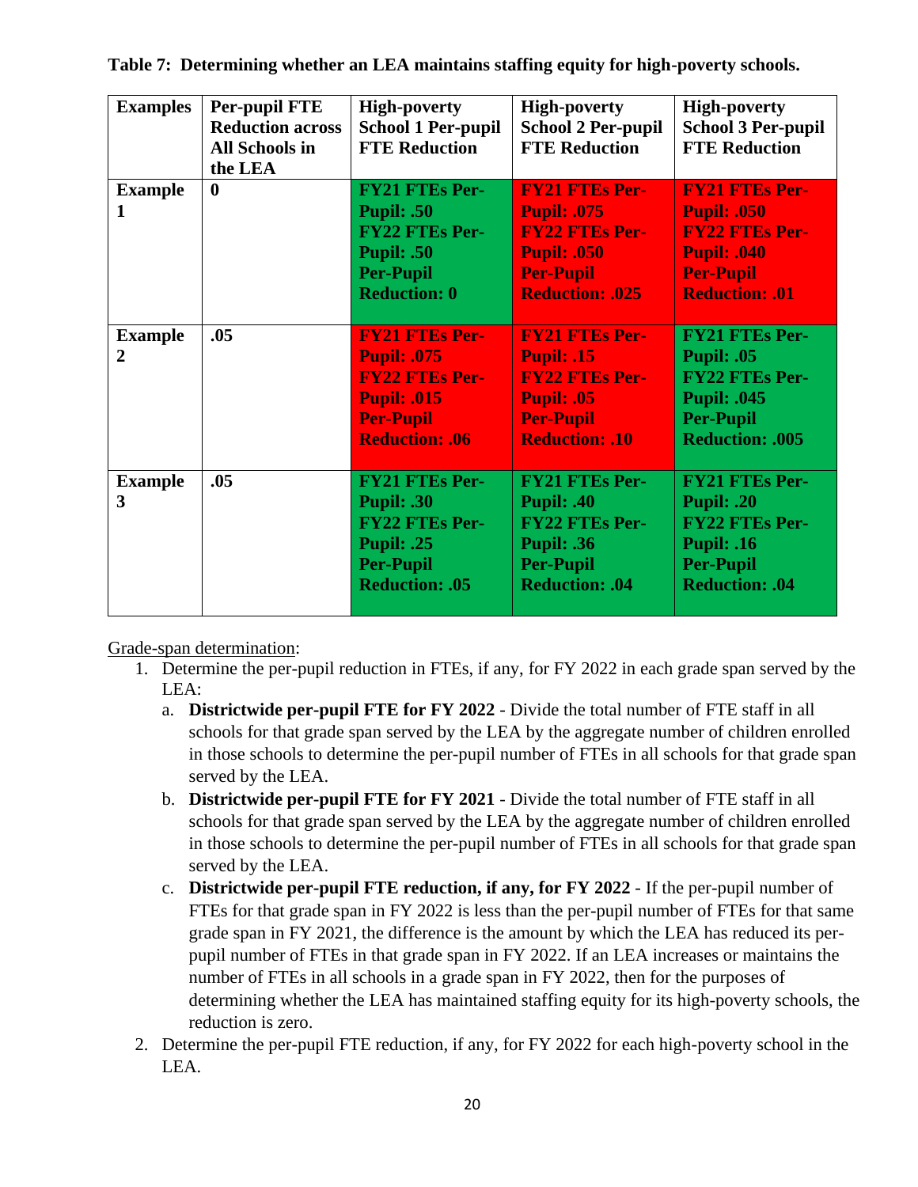**Table 7: Determining whether an LEA maintains staffing equity for high-poverty schools.**

| Examples | Per-pupil FTE Reduction across All Schools in the LEA | High-poverty School 1 Per-pupil FTE Reduction | High-poverty School 2 Per-pupil FTE Reduction | High-poverty School 3 Per-pupil FTE Reduction |
|---|---|---|---|---|
| Example 1 | 0 | FY21 FTEs Per-Pupil: .50<br>FY22 FTEs Per-Pupil: .50<br>Per-Pupil Reduction: 0 | FY21 FTEs Per-Pupil: .075<br>FY22 FTEs Per-Pupil: .050<br>Per-Pupil Reduction: .025 | FY21 FTEs Per-Pupil: .050<br>FY22 FTEs Per-Pupil: .040<br>Per-Pupil Reduction: .01 |
| Example 2 | .05 | FY21 FTEs Per-Pupil: .075<br>FY22 FTEs Per-Pupil: .015<br>Per-Pupil Reduction: .06 | FY21 FTEs Per-Pupil: .15<br>FY22 FTEs Per-Pupil: .05<br>Per-Pupil Reduction: .10 | FY21 FTEs Per-Pupil: .05<br>FY22 FTEs Per-Pupil: .045<br>Per-Pupil Reduction: .005 |
| Example 3 | .05 | FY21 FTEs Per-Pupil: .30<br>FY22 FTEs Per-Pupil: .25<br>Per-Pupil Reduction: .05 | FY21 FTEs Per-Pupil: .40<br>FY22 FTEs Per-Pupil: .36<br>Per-Pupil Reduction: .04 | FY21 FTEs Per-Pupil: .20<br>FY22 FTEs Per-Pupil: .16<br>Per-Pupil Reduction: .04 |

Grade-span determination:

1. Determine the per-pupil reduction in FTEs, if any, for FY 2022 in each grade span served by the LEA:
   a. **Districtwide per-pupil FTE for FY 2022** - Divide the total number of FTE staff in all schools for that grade span served by the LEA by the aggregate number of children enrolled in those schools to determine the per-pupil number of FTEs in all schools for that grade span served by the LEA.
   b. **Districtwide per-pupil FTE for FY 2021** - Divide the total number of FTE staff in all schools for that grade span served by the LEA by the aggregate number of children enrolled in those schools to determine the per-pupil number of FTEs in all schools for that grade span served by the LEA.
   c. **Districtwide per-pupil FTE reduction, if any, for FY 2022** - If the per-pupil number of FTEs for that grade span in FY 2022 is less than the per-pupil number of FTEs for that same grade span in FY 2021, the difference is the amount by which the LEA has reduced its per-pupil number of FTEs in that grade span in FY 2022. If an LEA increases or maintains the number of FTEs in all schools in a grade span in FY 2022, then for the purposes of determining whether the LEA has maintained staffing equity for its high-poverty schools, the reduction is zero.
2. Determine the per-pupil FTE reduction, if any, for FY 2022 for each high-poverty school in the LEA.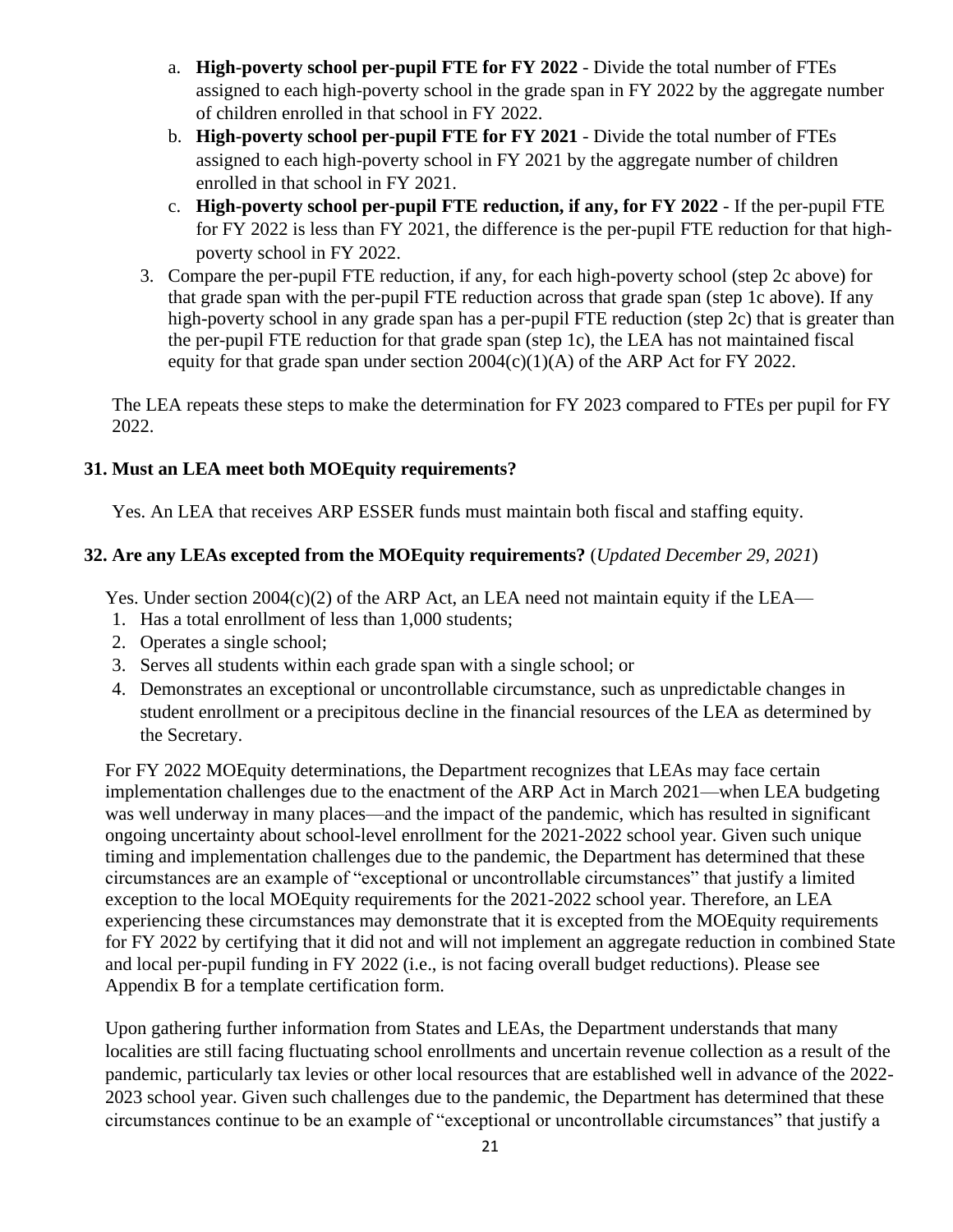a. **High-poverty school per-pupil FTE for FY 2022** - Divide the total number of FTEs assigned to each high-poverty school in the grade span in FY 2022 by the aggregate number of children enrolled in that school in FY 2022.
b. **High-poverty school per-pupil FTE for FY 2021** - Divide the total number of FTEs assigned to each high-poverty school in FY 2021 by the aggregate number of children enrolled in that school in FY 2021.
c. **High-poverty school per-pupil FTE reduction, if any, for FY 2022** - If the per-pupil FTE for FY 2022 is less than FY 2021, the difference is the per-pupil FTE reduction for that high-poverty school in FY 2022.

3. Compare the per-pupil FTE reduction, if any, for each high-poverty school (step 2c above) for that grade span with the per-pupil FTE reduction across that grade span (step 1c above). If any high-poverty school in any grade span has a per-pupil FTE reduction (step 2c) that is greater than the per-pupil FTE reduction for that grade span (step 1c), the LEA has not maintained fiscal equity for that grade span under section 2004(c)(1)(A) of the ARP Act for FY 2022.

The LEA repeats these steps to make the determination for FY 2023 compared to FTEs per pupil for FY 2022.

### 31. Must an LEA meet both MOEquity requirements?

Yes. An LEA that receives ARP ESSER funds must maintain both fiscal and staffing equity.

### 32. Are any LEAs excepted from the MOEquity requirements? (*Updated December 29, 2021*)

Yes. Under section 2004(c)(2) of the ARP Act, an LEA need not maintain equity if the LEA—

1. Has a total enrollment of less than 1,000 students;
2. Operates a single school;
3. Serves all students within each grade span with a single school; or
4. Demonstrates an exceptional or uncontrollable circumstance, such as unpredictable changes in student enrollment or a precipitous decline in the financial resources of the LEA as determined by the Secretary.

For FY 2022 MOEquity determinations, the Department recognizes that LEAs may face certain implementation challenges due to the enactment of the ARP Act in March 2021—when LEA budgeting was well underway in many places—and the impact of the pandemic, which has resulted in significant ongoing uncertainty about school-level enrollment for the 2021-2022 school year. Given such unique timing and implementation challenges due to the pandemic, the Department has determined that these circumstances are an example of "exceptional or uncontrollable circumstances" that justify a limited exception to the local MOEquity requirements for the 2021-2022 school year. Therefore, an LEA experiencing these circumstances may demonstrate that it is excepted from the MOEquity requirements for FY 2022 by certifying that it did not and will not implement an aggregate reduction in combined State and local per-pupil funding in FY 2022 (i.e., is not facing overall budget reductions). Please see Appendix B for a template certification form.

Upon gathering further information from States and LEAs, the Department understands that many localities are still facing fluctuating school enrollments and uncertain revenue collection as a result of the pandemic, particularly tax levies or other local resources that are established well in advance of the 2022-2023 school year. Given such challenges due to the pandemic, the Department has determined that these circumstances continue to be an example of "exceptional or uncontrollable circumstances" that justify a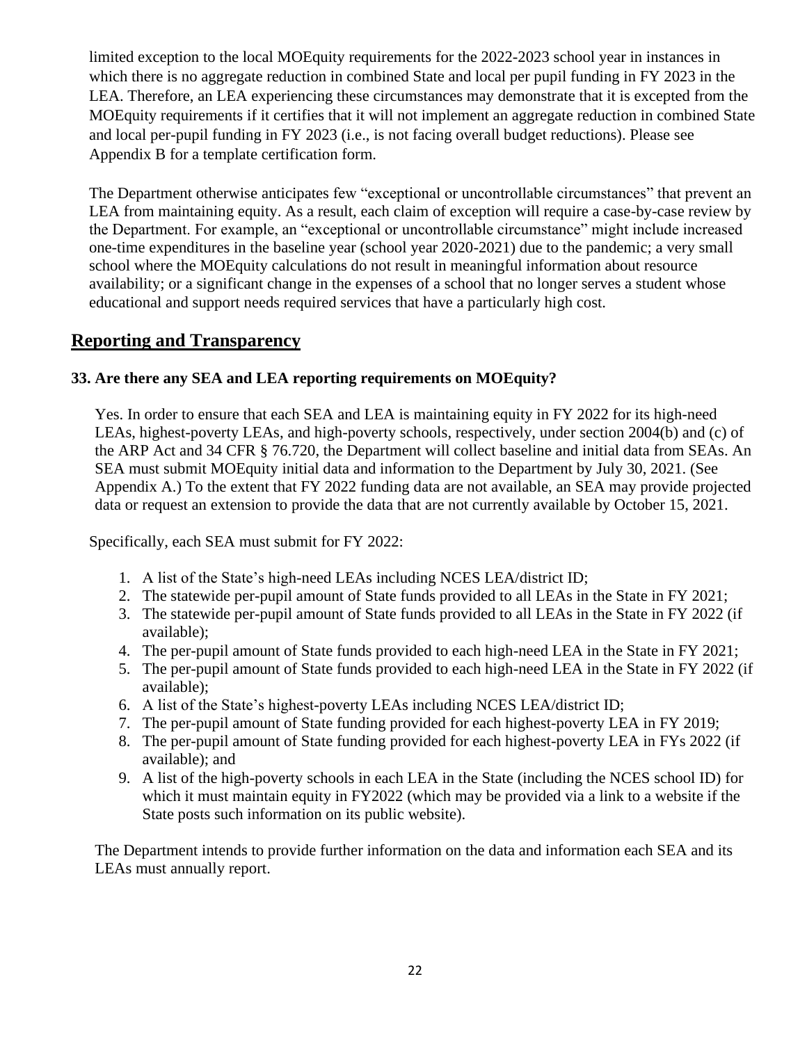limited exception to the local MOEquity requirements for the 2022-2023 school year in instances in which there is no aggregate reduction in combined State and local per pupil funding in FY 2023 in the LEA. Therefore, an LEA experiencing these circumstances may demonstrate that it is excepted from the MOEquity requirements if it certifies that it will not implement an aggregate reduction in combined State and local per-pupil funding in FY 2023 (i.e., is not facing overall budget reductions). Please see Appendix B for a template certification form.

The Department otherwise anticipates few "exceptional or uncontrollable circumstances" that prevent an LEA from maintaining equity. As a result, each claim of exception will require a case-by-case review by the Department. For example, an "exceptional or uncontrollable circumstance" might include increased one-time expenditures in the baseline year (school year 2020-2021) due to the pandemic; a very small school where the MOEquity calculations do not result in meaningful information about resource availability; or a significant change in the expenses of a school that no longer serves a student whose educational and support needs required services that have a particularly high cost.

## Reporting and Transparency

### 33. Are there any SEA and LEA reporting requirements on MOEquity?

Yes. In order to ensure that each SEA and LEA is maintaining equity in FY 2022 for its high-need LEAs, highest-poverty LEAs, and high-poverty schools, respectively, under section 2004(b) and (c) of the ARP Act and 34 CFR § 76.720, the Department will collect baseline and initial data from SEAs. An SEA must submit MOEquity initial data and information to the Department by July 30, 2021. (See Appendix A.) To the extent that FY 2022 funding data are not available, an SEA may provide projected data or request an extension to provide the data that are not currently available by October 15, 2021.

Specifically, each SEA must submit for FY 2022:

1. A list of the State's high-need LEAs including NCES LEA/district ID;
2. The statewide per-pupil amount of State funds provided to all LEAs in the State in FY 2021;
3. The statewide per-pupil amount of State funds provided to all LEAs in the State in FY 2022 (if available);
4. The per-pupil amount of State funds provided to each high-need LEA in the State in FY 2021;
5. The per-pupil amount of State funds provided to each high-need LEA in the State in FY 2022 (if available);
6. A list of the State's highest-poverty LEAs including NCES LEA/district ID;
7. The per-pupil amount of State funding provided for each highest-poverty LEA in FY 2019;
8. The per-pupil amount of State funding provided for each highest-poverty LEA in FYs 2022 (if available); and
9. A list of the high-poverty schools in each LEA in the State (including the NCES school ID) for which it must maintain equity in FY2022 (which may be provided via a link to a website if the State posts such information on its public website).

The Department intends to provide further information on the data and information each SEA and its LEAs must annually report.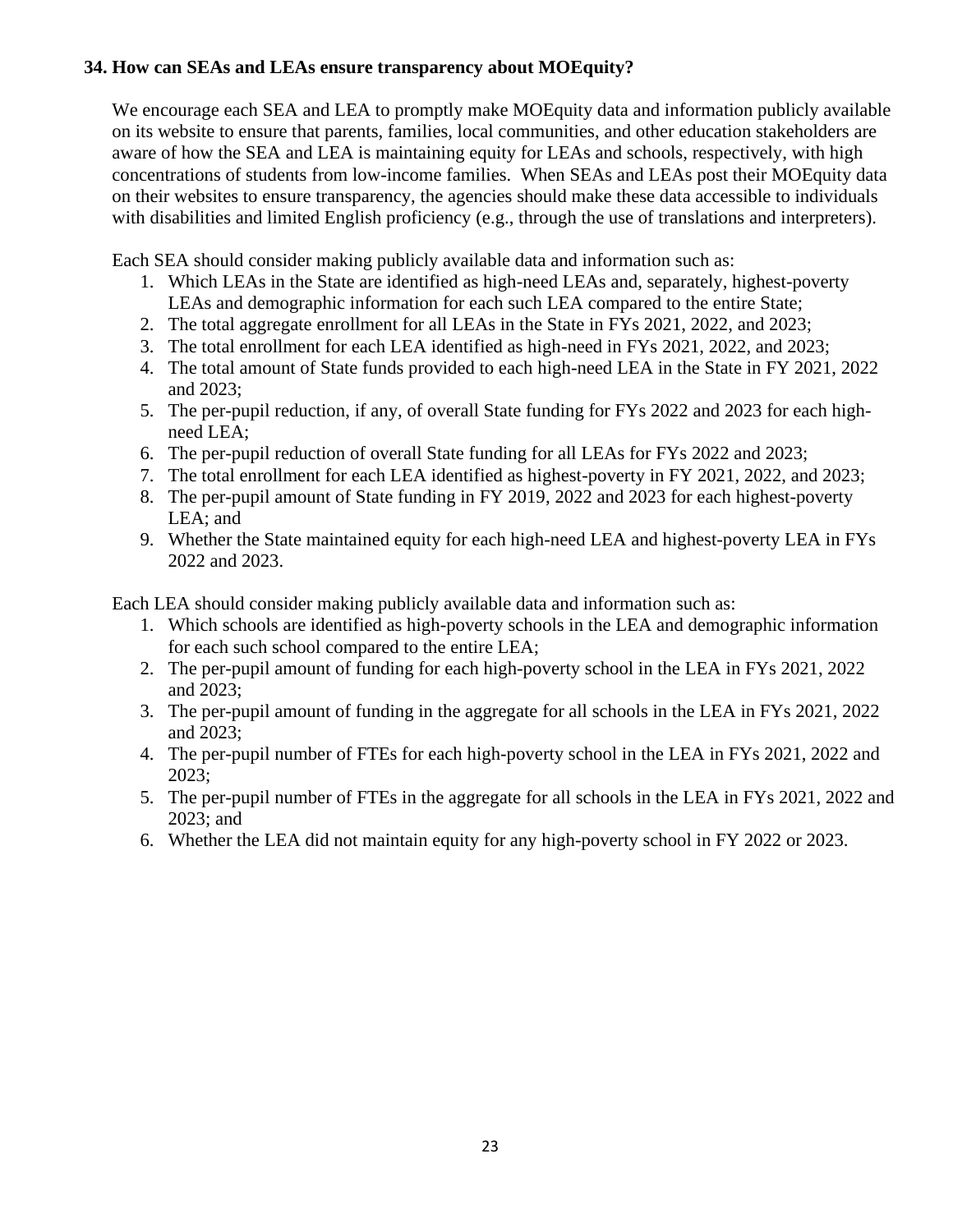**34. How can SEAs and LEAs ensure transparency about MOEquity?**

We encourage each SEA and LEA to promptly make MOEquity data and information publicly available on its website to ensure that parents, families, local communities, and other education stakeholders are aware of how the SEA and LEA is maintaining equity for LEAs and schools, respectively, with high concentrations of students from low-income families. When SEAs and LEAs post their MOEquity data on their websites to ensure transparency, the agencies should make these data accessible to individuals with disabilities and limited English proficiency (e.g., through the use of translations and interpreters).

Each SEA should consider making publicly available data and information such as:

1. Which LEAs in the State are identified as high-need LEAs and, separately, highest-poverty LEAs and demographic information for each such LEA compared to the entire State;
2. The total aggregate enrollment for all LEAs in the State in FYs 2021, 2022, and 2023;
3. The total enrollment for each LEA identified as high-need in FYs 2021, 2022, and 2023;
4. The total amount of State funds provided to each high-need LEA in the State in FY 2021, 2022 and 2023;
5. The per-pupil reduction, if any, of overall State funding for FYs 2022 and 2023 for each high-need LEA;
6. The per-pupil reduction of overall State funding for all LEAs for FYs 2022 and 2023;
7. The total enrollment for each LEA identified as highest-poverty in FY 2021, 2022, and 2023;
8. The per-pupil amount of State funding in FY 2019, 2022 and 2023 for each highest-poverty LEA; and
9. Whether the State maintained equity for each high-need LEA and highest-poverty LEA in FYs 2022 and 2023.

Each LEA should consider making publicly available data and information such as:

1. Which schools are identified as high-poverty schools in the LEA and demographic information for each such school compared to the entire LEA;
2. The per-pupil amount of funding for each high-poverty school in the LEA in FYs 2021, 2022 and 2023;
3. The per-pupil amount of funding in the aggregate for all schools in the LEA in FYs 2021, 2022 and 2023;
4. The per-pupil number of FTEs for each high-poverty school in the LEA in FYs 2021, 2022 and 2023;
5. The per-pupil number of FTEs in the aggregate for all schools in the LEA in FYs 2021, 2022 and 2023; and
6. Whether the LEA did not maintain equity for any high-poverty school in FY 2022 or 2023.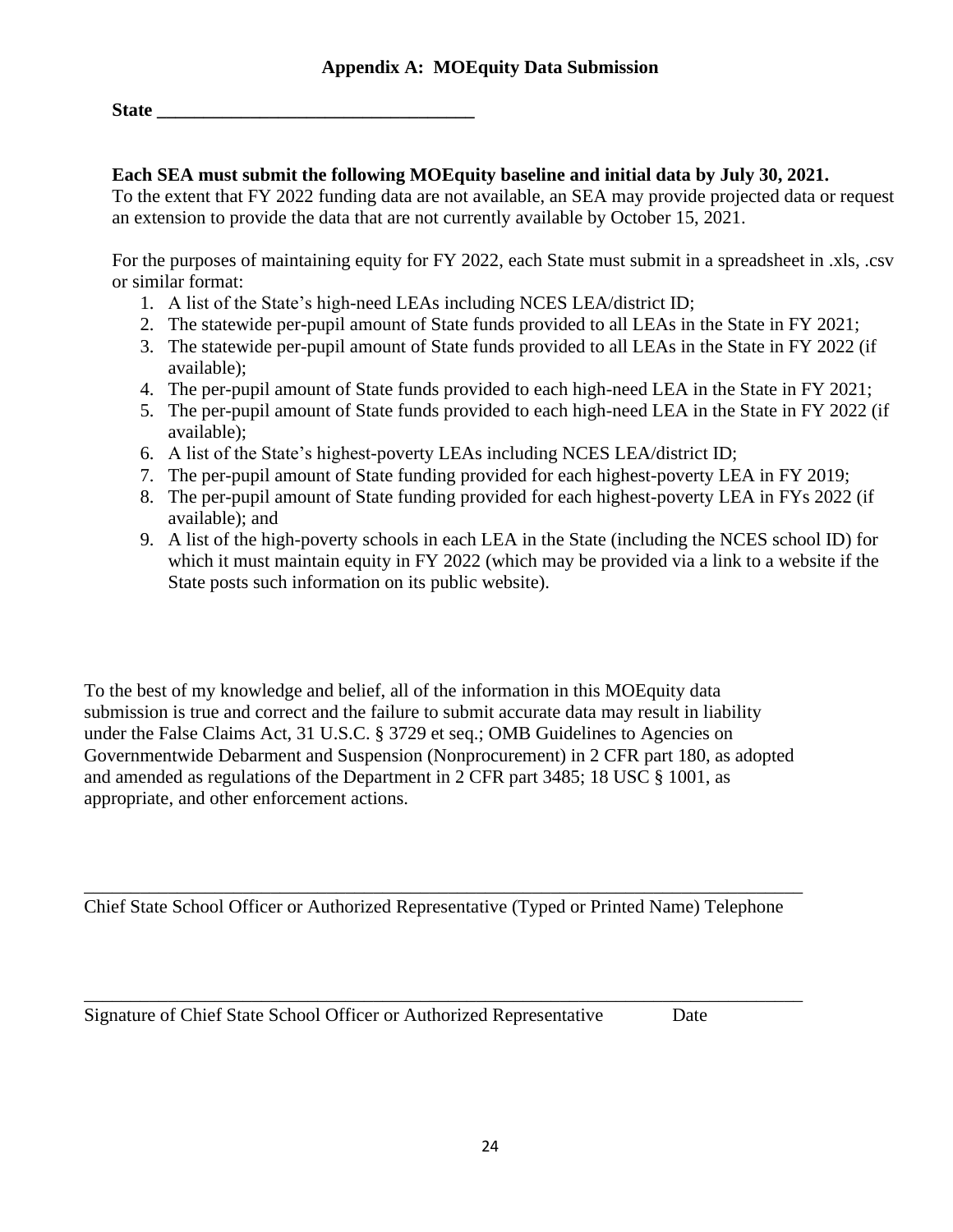## Appendix A: MOEquity Data Submission

**State \_\_\_\_\_\_\_\_\_\_\_\_\_\_\_\_\_\_\_\_\_\_\_\_\_\_\_\_\_\_\_\_\_\_**

**Each SEA must submit the following MOEquity baseline and initial data by July 30, 2021.** To the extent that FY 2022 funding data are not available, an SEA may provide projected data or request an extension to provide the data that are not currently available by October 15, 2021.

For the purposes of maintaining equity for FY 2022, each State must submit in a spreadsheet in .xls, .csv or similar format:

1. A list of the State's high-need LEAs including NCES LEA/district ID;
2. The statewide per-pupil amount of State funds provided to all LEAs in the State in FY 2021;
3. The statewide per-pupil amount of State funds provided to all LEAs in the State in FY 2022 (if available);
4. The per-pupil amount of State funds provided to each high-need LEA in the State in FY 2021;
5. The per-pupil amount of State funds provided to each high-need LEA in the State in FY 2022 (if available);
6. A list of the State's highest-poverty LEAs including NCES LEA/district ID;
7. The per-pupil amount of State funding provided for each highest-poverty LEA in FY 2019;
8. The per-pupil amount of State funding provided for each highest-poverty LEA in FYs 2022 (if available); and
9. A list of the high-poverty schools in each LEA in the State (including the NCES school ID) for which it must maintain equity in FY 2022 (which may be provided via a link to a website if the State posts such information on its public website).

To the best of my knowledge and belief, all of the information in this MOEquity data submission is true and correct and the failure to submit accurate data may result in liability under the False Claims Act, 31 U.S.C. § 3729 et seq.; OMB Guidelines to Agencies on Governmentwide Debarment and Suspension (Nonprocurement) in 2 CFR part 180, as adopted and amended as regulations of the Department in 2 CFR part 3485; 18 USC § 1001, as appropriate, and other enforcement actions.

\_\_\_\_\_\_\_\_\_\_\_\_\_\_\_\_\_\_\_\_\_\_\_\_\_\_\_\_\_\_\_\_\_\_\_\_\_\_\_\_\_\_\_\_\_\_\_\_\_\_\_\_\_\_\_\_\_\_\_\_\_\_\_\_\_\_\_\_\_\_\_\_

Chief State School Officer or Authorized Representative (Typed or Printed Name) Telephone

\_\_\_\_\_\_\_\_\_\_\_\_\_\_\_\_\_\_\_\_\_\_\_\_\_\_\_\_\_\_\_\_\_\_\_\_\_\_\_\_\_\_\_\_\_\_\_\_\_\_\_\_\_\_\_\_\_\_\_\_\_\_\_\_\_\_\_\_\_\_\_\_

Signature of Chief State School Officer or Authorized Representative Date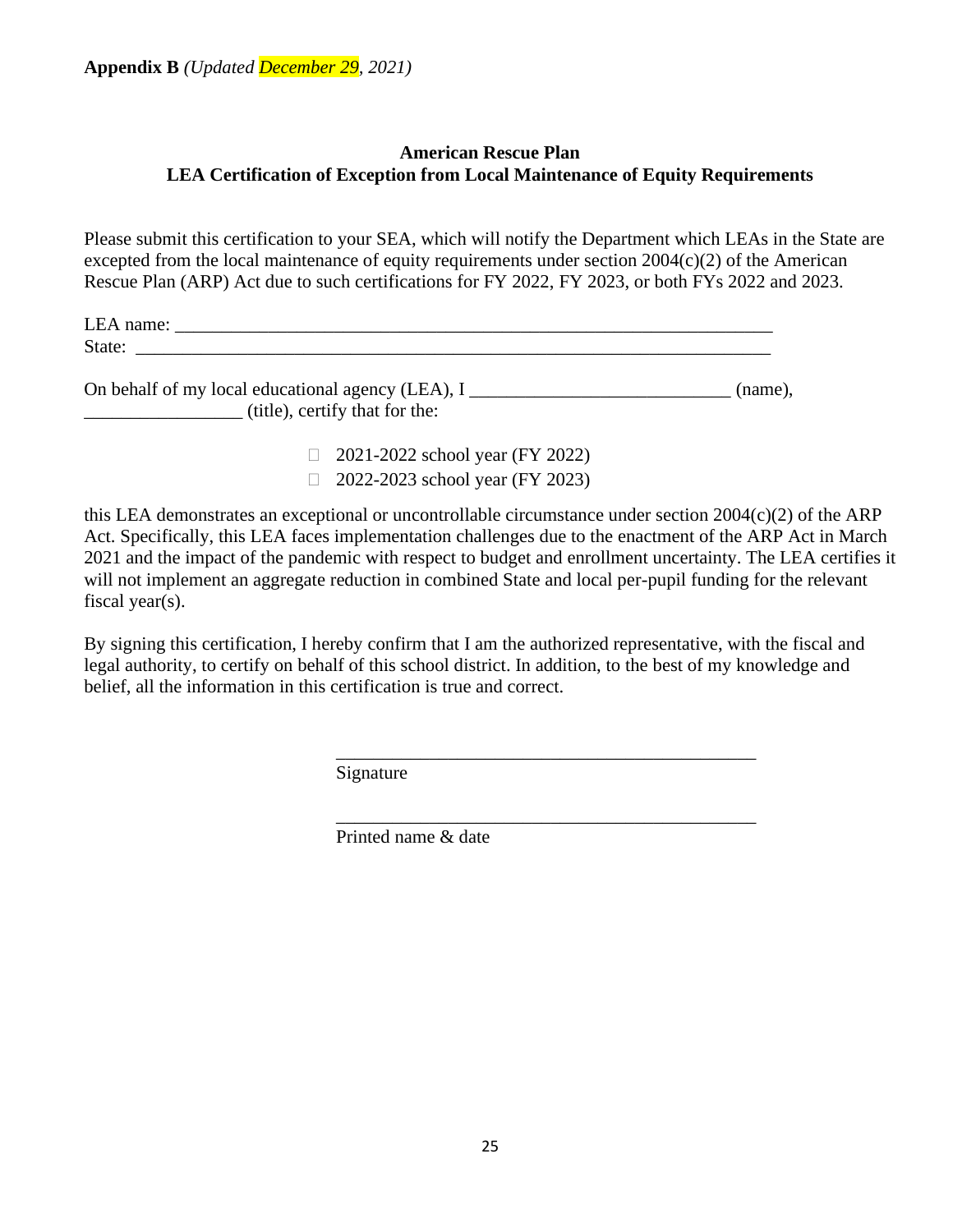**Appendix B** *(Updated December 29, 2021)*

**American Rescue Plan**
**LEA Certification of Exception from Local Maintenance of Equity Requirements**

Please submit this certification to your SEA, which will notify the Department which LEAs in the State are excepted from the local maintenance of equity requirements under section 2004(c)(2) of the American Rescue Plan (ARP) Act due to such certifications for FY 2022, FY 2023, or both FYs 2022 and 2023.

LEA name: ___________________________________________________________________
State: ______________________________________________________________________

On behalf of my local educational agency (LEA), I ____________________________ (name), _________________ (title), certify that for the:

- ☐ 2021-2022 school year (FY 2022)
- ☐ 2022-2023 school year (FY 2023)

this LEA demonstrates an exceptional or uncontrollable circumstance under section 2004(c)(2) of the ARP Act. Specifically, this LEA faces implementation challenges due to the enactment of the ARP Act in March 2021 and the impact of the pandemic with respect to budget and enrollment uncertainty. The LEA certifies it will not implement an aggregate reduction in combined State and local per-pupil funding for the relevant fiscal year(s).

By signing this certification, I hereby confirm that I am the authorized representative, with the fiscal and legal authority, to certify on behalf of this school district. In addition, to the best of my knowledge and belief, all the information in this certification is true and correct.

_____________________________________________
Signature

_____________________________________________
Printed name & date